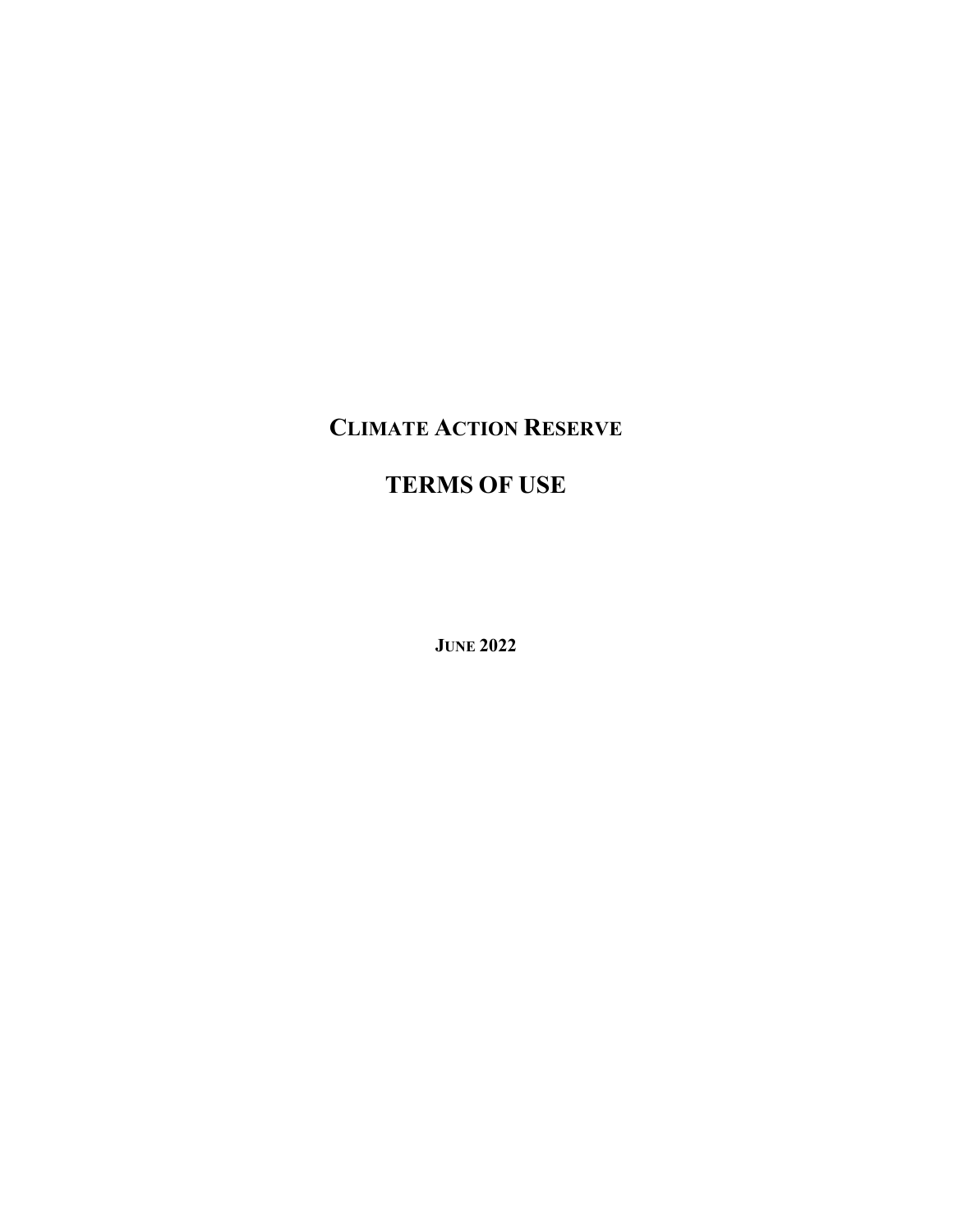# CLIMATE ACTION RESERVE

# TERMS OF USE

**JUNE 2022**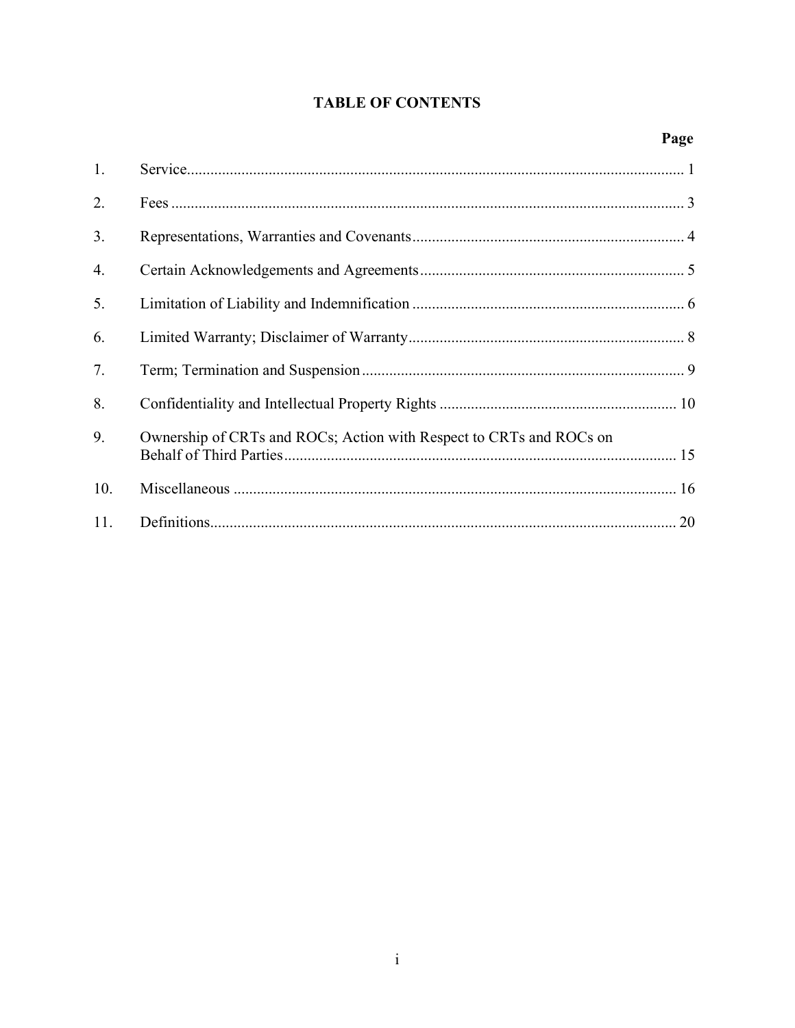# TABLE OF CONTENTS

| | | Page |
|---|---|---|
| 1. | Service | 1 |
| 2. | Fees | 3 |
| 3. | Representations, Warranties and Covenants | 4 |
| 4. | Certain Acknowledgements and Agreements | 5 |
| 5. | Limitation of Liability and Indemnification | 6 |
| 6. | Limited Warranty; Disclaimer of Warranty | 8 |
| 7. | Term; Termination and Suspension | 9 |
| 8. | Confidentiality and Intellectual Property Rights | 10 |
| 9. | Ownership of CRTs and ROCs; Action with Respect to CRTs and ROCs on Behalf of Third Parties | 15 |
| 10. | Miscellaneous | 16 |
| 11. | Definitions | 20 |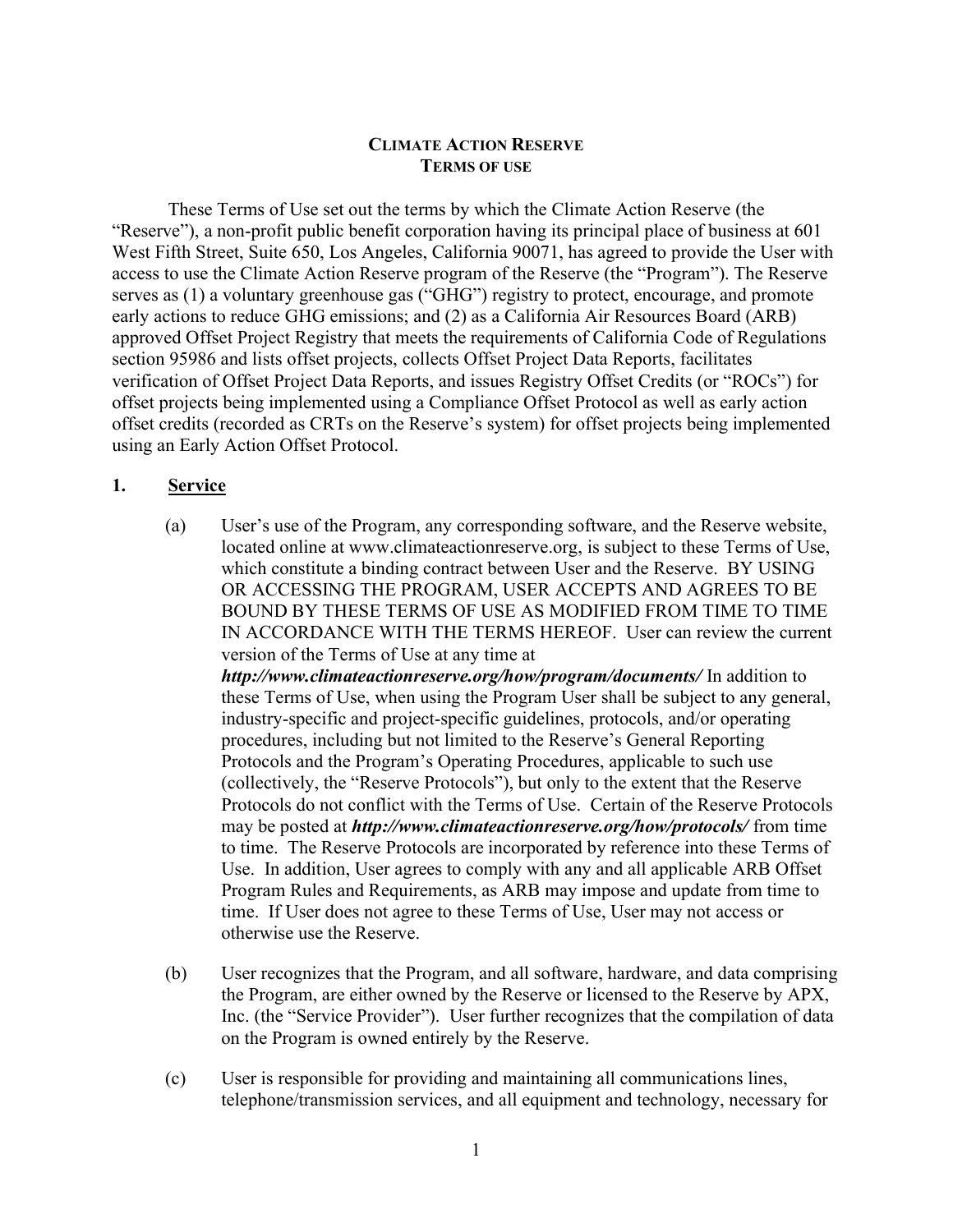**CLIMATE ACTION RESERVE**
**TERMS OF USE**

These Terms of Use set out the terms by which the Climate Action Reserve (the "Reserve"), a non-profit public benefit corporation having its principal place of business at 601 West Fifth Street, Suite 650, Los Angeles, California 90071, has agreed to provide the User with access to use the Climate Action Reserve program of the Reserve (the "Program"). The Reserve serves as (1) a voluntary greenhouse gas ("GHG") registry to protect, encourage, and promote early actions to reduce GHG emissions; and (2) as a California Air Resources Board (ARB) approved Offset Project Registry that meets the requirements of California Code of Regulations section 95986 and lists offset projects, collects Offset Project Data Reports, facilitates verification of Offset Project Data Reports, and issues Registry Offset Credits (or "ROCs") for offset projects being implemented using a Compliance Offset Protocol as well as early action offset credits (recorded as CRTs on the Reserve's system) for offset projects being implemented using an Early Action Offset Protocol.

## 1. Service

(a) User's use of the Program, any corresponding software, and the Reserve website, located online at www.climateactionreserve.org, is subject to these Terms of Use, which constitute a binding contract between User and the Reserve. BY USING OR ACCESSING THE PROGRAM, USER ACCEPTS AND AGREES TO BE BOUND BY THESE TERMS OF USE AS MODIFIED FROM TIME TO TIME IN ACCORDANCE WITH THE TERMS HEREOF. User can review the current version of the Terms of Use at any time at ***http://www.climateactionreserve.org/how/program/documents/*** In addition to these Terms of Use, when using the Program User shall be subject to any general, industry-specific and project-specific guidelines, protocols, and/or operating procedures, including but not limited to the Reserve's General Reporting Protocols and the Program's Operating Procedures, applicable to such use (collectively, the "Reserve Protocols"), but only to the extent that the Reserve Protocols do not conflict with the Terms of Use. Certain of the Reserve Protocols may be posted at ***http://www.climateactionreserve.org/how/protocols/*** from time to time. The Reserve Protocols are incorporated by reference into these Terms of Use. In addition, User agrees to comply with any and all applicable ARB Offset Program Rules and Requirements, as ARB may impose and update from time to time. If User does not agree to these Terms of Use, User may not access or otherwise use the Reserve.

(b) User recognizes that the Program, and all software, hardware, and data comprising the Program, are either owned by the Reserve or licensed to the Reserve by APX, Inc. (the "Service Provider"). User further recognizes that the compilation of data on the Program is owned entirely by the Reserve.

(c) User is responsible for providing and maintaining all communications lines, telephone/transmission services, and all equipment and technology, necessary for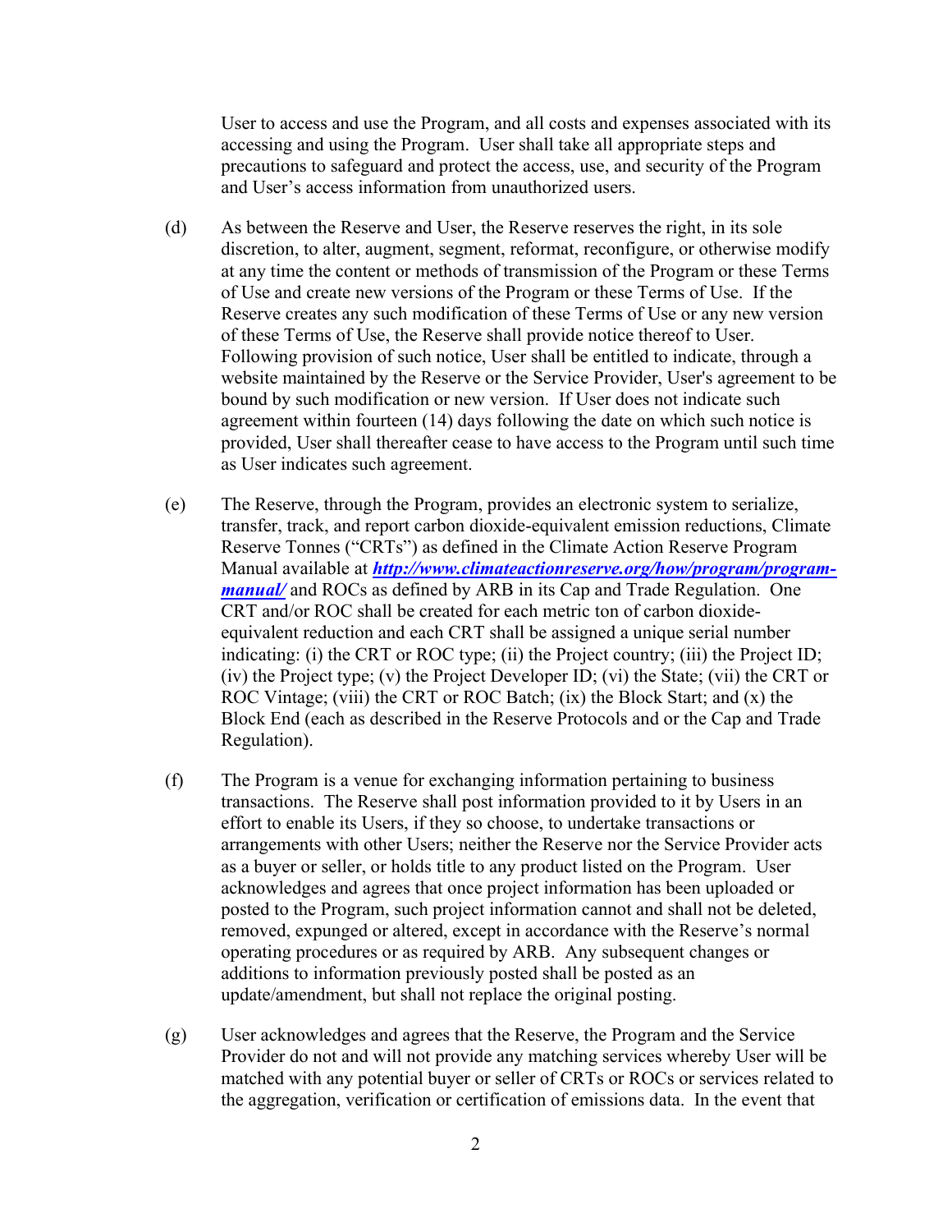User to access and use the Program, and all costs and expenses associated with its accessing and using the Program. User shall take all appropriate steps and precautions to safeguard and protect the access, use, and security of the Program and User's access information from unauthorized users.

(d) As between the Reserve and User, the Reserve reserves the right, in its sole discretion, to alter, augment, segment, reformat, reconfigure, or otherwise modify at any time the content or methods of transmission of the Program or these Terms of Use and create new versions of the Program or these Terms of Use. If the Reserve creates any such modification of these Terms of Use or any new version of these Terms of Use, the Reserve shall provide notice thereof to User. Following provision of such notice, User shall be entitled to indicate, through a website maintained by the Reserve or the Service Provider, User's agreement to be bound by such modification or new version. If User does not indicate such agreement within fourteen (14) days following the date on which such notice is provided, User shall thereafter cease to have access to the Program until such time as User indicates such agreement.

(e) The Reserve, through the Program, provides an electronic system to serialize, transfer, track, and report carbon dioxide-equivalent emission reductions, Climate Reserve Tonnes ("CRTs") as defined in the Climate Action Reserve Program Manual available at ***http://www.climateactionreserve.org/how/program/program-manual/*** and ROCs as defined by ARB in its Cap and Trade Regulation. One CRT and/or ROC shall be created for each metric ton of carbon dioxide-equivalent reduction and each CRT shall be assigned a unique serial number indicating: (i) the CRT or ROC type; (ii) the Project country; (iii) the Project ID; (iv) the Project type; (v) the Project Developer ID; (vi) the State; (vii) the CRT or ROC Vintage; (viii) the CRT or ROC Batch; (ix) the Block Start; and (x) the Block End (each as described in the Reserve Protocols and or the Cap and Trade Regulation).

(f) The Program is a venue for exchanging information pertaining to business transactions. The Reserve shall post information provided to it by Users in an effort to enable its Users, if they so choose, to undertake transactions or arrangements with other Users; neither the Reserve nor the Service Provider acts as a buyer or seller, or holds title to any product listed on the Program. User acknowledges and agrees that once project information has been uploaded or posted to the Program, such project information cannot and shall not be deleted, removed, expunged or altered, except in accordance with the Reserve's normal operating procedures or as required by ARB. Any subsequent changes or additions to information previously posted shall be posted as an update/amendment, but shall not replace the original posting.

(g) User acknowledges and agrees that the Reserve, the Program and the Service Provider do not and will not provide any matching services whereby User will be matched with any potential buyer or seller of CRTs or ROCs or services related to the aggregation, verification or certification of emissions data. In the event that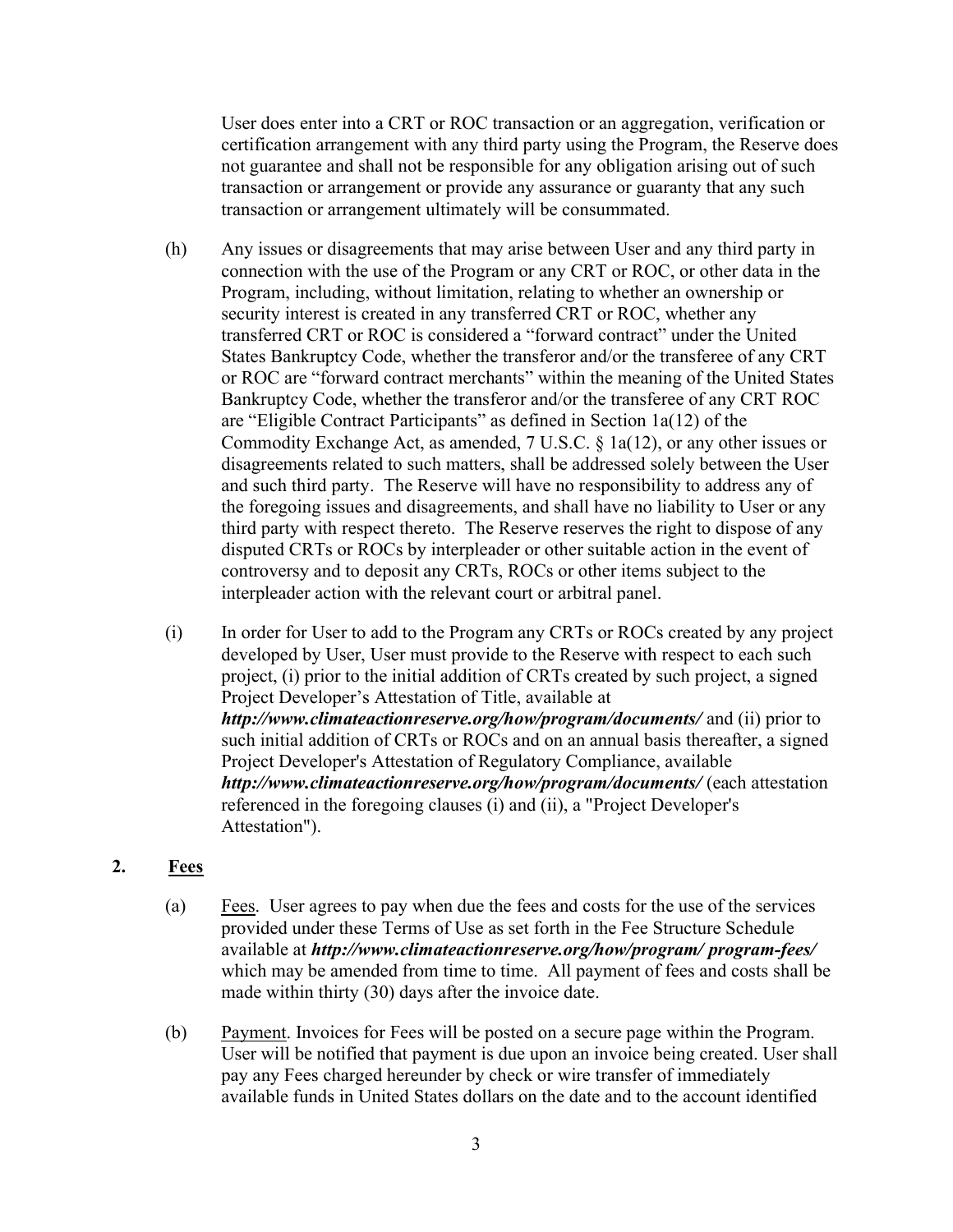User does enter into a CRT or ROC transaction or an aggregation, verification or certification arrangement with any third party using the Program, the Reserve does not guarantee and shall not be responsible for any obligation arising out of such transaction or arrangement or provide any assurance or guaranty that any such transaction or arrangement ultimately will be consummated.

(h) Any issues or disagreements that may arise between User and any third party in connection with the use of the Program or any CRT or ROC, or other data in the Program, including, without limitation, relating to whether an ownership or security interest is created in any transferred CRT or ROC, whether any transferred CRT or ROC is considered a "forward contract" under the United States Bankruptcy Code, whether the transferor and/or the transferee of any CRT or ROC are "forward contract merchants" within the meaning of the United States Bankruptcy Code, whether the transferor and/or the transferee of any CRT ROC are "Eligible Contract Participants" as defined in Section 1a(12) of the Commodity Exchange Act, as amended, 7 U.S.C. § 1a(12), or any other issues or disagreements related to such matters, shall be addressed solely between the User and such third party. The Reserve will have no responsibility to address any of the foregoing issues and disagreements, and shall have no liability to User or any third party with respect thereto. The Reserve reserves the right to dispose of any disputed CRTs or ROCs by interpleader or other suitable action in the event of controversy and to deposit any CRTs, ROCs or other items subject to the interpleader action with the relevant court or arbitral panel.

(i) In order for User to add to the Program any CRTs or ROCs created by any project developed by User, User must provide to the Reserve with respect to each such project, (i) prior to the initial addition of CRTs created by such project, a signed Project Developer's Attestation of Title, available at ***http://www.climateactionreserve.org/how/program/documents/*** and (ii) prior to such initial addition of CRTs or ROCs and on an annual basis thereafter, a signed Project Developer's Attestation of Regulatory Compliance, available ***http://www.climateactionreserve.org/how/program/documents/*** (each attestation referenced in the foregoing clauses (i) and (ii), a "Project Developer's Attestation").

## 2. <u>Fees</u>

(a) <u>Fees</u>. User agrees to pay when due the fees and costs for the use of the services provided under these Terms of Use as set forth in the Fee Structure Schedule available at ***http://www.climateactionreserve.org/how/program/ program-fees/*** which may be amended from time to time. All payment of fees and costs shall be made within thirty (30) days after the invoice date.

(b) <u>Payment</u>. Invoices for Fees will be posted on a secure page within the Program. User will be notified that payment is due upon an invoice being created. User shall pay any Fees charged hereunder by check or wire transfer of immediately available funds in United States dollars on the date and to the account identified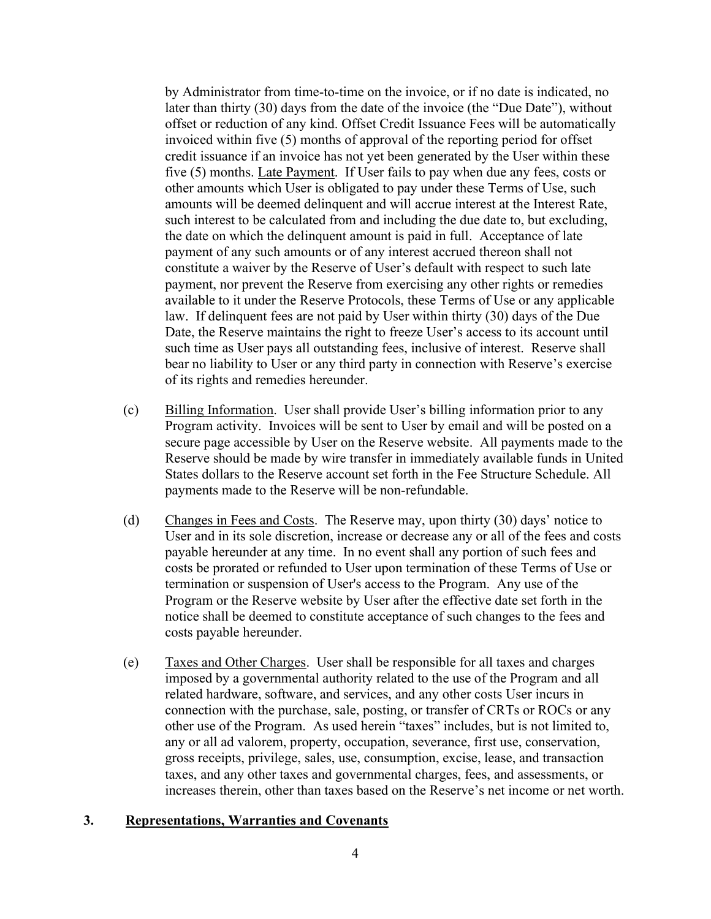by Administrator from time-to-time on the invoice, or if no date is indicated, no later than thirty (30) days from the date of the invoice (the "Due Date"), without offset or reduction of any kind. Offset Credit Issuance Fees will be automatically invoiced within five (5) months of approval of the reporting period for offset credit issuance if an invoice has not yet been generated by the User within these five (5) months. Late Payment. If User fails to pay when due any fees, costs or other amounts which User is obligated to pay under these Terms of Use, such amounts will be deemed delinquent and will accrue interest at the Interest Rate, such interest to be calculated from and including the due date to, but excluding, the date on which the delinquent amount is paid in full. Acceptance of late payment of any such amounts or of any interest accrued thereon shall not constitute a waiver by the Reserve of User's default with respect to such late payment, nor prevent the Reserve from exercising any other rights or remedies available to it under the Reserve Protocols, these Terms of Use or any applicable law. If delinquent fees are not paid by User within thirty (30) days of the Due Date, the Reserve maintains the right to freeze User's access to its account until such time as User pays all outstanding fees, inclusive of interest. Reserve shall bear no liability to User or any third party in connection with Reserve's exercise of its rights and remedies hereunder.

(c) Billing Information. User shall provide User's billing information prior to any Program activity. Invoices will be sent to User by email and will be posted on a secure page accessible by User on the Reserve website. All payments made to the Reserve should be made by wire transfer in immediately available funds in United States dollars to the Reserve account set forth in the Fee Structure Schedule. All payments made to the Reserve will be non-refundable.

(d) Changes in Fees and Costs. The Reserve may, upon thirty (30) days' notice to User and in its sole discretion, increase or decrease any or all of the fees and costs payable hereunder at any time. In no event shall any portion of such fees and costs be prorated or refunded to User upon termination of these Terms of Use or termination or suspension of User's access to the Program. Any use of the Program or the Reserve website by User after the effective date set forth in the notice shall be deemed to constitute acceptance of such changes to the fees and costs payable hereunder.

(e) Taxes and Other Charges. User shall be responsible for all taxes and charges imposed by a governmental authority related to the use of the Program and all related hardware, software, and services, and any other costs User incurs in connection with the purchase, sale, posting, or transfer of CRTs or ROCs or any other use of the Program. As used herein "taxes" includes, but is not limited to, any or all ad valorem, property, occupation, severance, first use, conservation, gross receipts, privilege, sales, use, consumption, excise, lease, and transaction taxes, and any other taxes and governmental charges, fees, and assessments, or increases therein, other than taxes based on the Reserve's net income or net worth.

## 3. Representations, Warranties and Covenants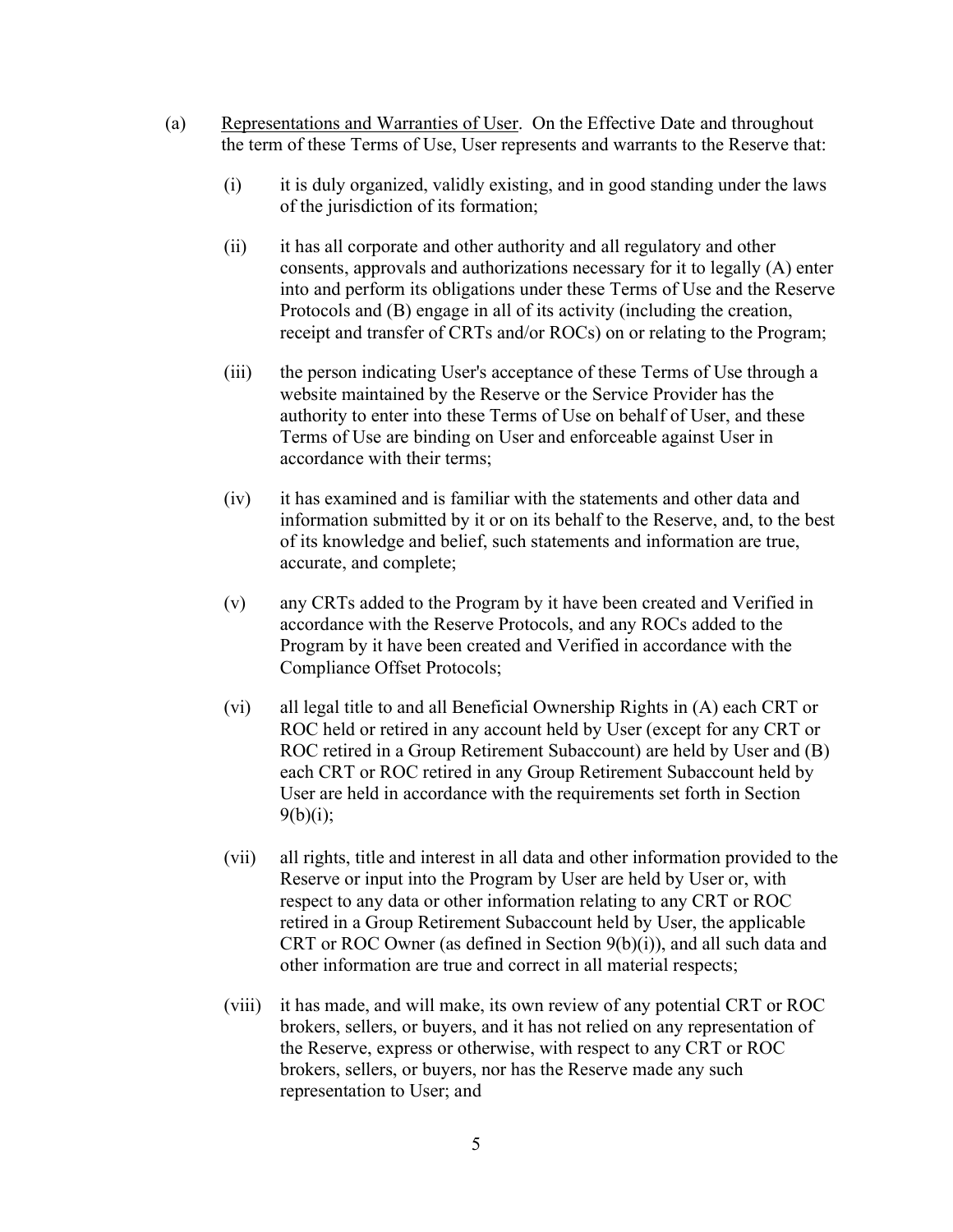(a) Representations and Warranties of User. On the Effective Date and throughout the term of these Terms of Use, User represents and warrants to the Reserve that:

(i) it is duly organized, validly existing, and in good standing under the laws of the jurisdiction of its formation;

(ii) it has all corporate and other authority and all regulatory and other consents, approvals and authorizations necessary for it to legally (A) enter into and perform its obligations under these Terms of Use and the Reserve Protocols and (B) engage in all of its activity (including the creation, receipt and transfer of CRTs and/or ROCs) on or relating to the Program;

(iii) the person indicating User's acceptance of these Terms of Use through a website maintained by the Reserve or the Service Provider has the authority to enter into these Terms of Use on behalf of User, and these Terms of Use are binding on User and enforceable against User in accordance with their terms;

(iv) it has examined and is familiar with the statements and other data and information submitted by it or on its behalf to the Reserve, and, to the best of its knowledge and belief, such statements and information are true, accurate, and complete;

(v) any CRTs added to the Program by it have been created and Verified in accordance with the Reserve Protocols, and any ROCs added to the Program by it have been created and Verified in accordance with the Compliance Offset Protocols;

(vi) all legal title to and all Beneficial Ownership Rights in (A) each CRT or ROC held or retired in any account held by User (except for any CRT or ROC retired in a Group Retirement Subaccount) are held by User and (B) each CRT or ROC retired in any Group Retirement Subaccount held by User are held in accordance with the requirements set forth in Section 9(b)(i);

(vii) all rights, title and interest in all data and other information provided to the Reserve or input into the Program by User are held by User or, with respect to any data or other information relating to any CRT or ROC retired in a Group Retirement Subaccount held by User, the applicable CRT or ROC Owner (as defined in Section 9(b)(i)), and all such data and other information are true and correct in all material respects;

(viii) it has made, and will make, its own review of any potential CRT or ROC brokers, sellers, or buyers, and it has not relied on any representation of the Reserve, express or otherwise, with respect to any CRT or ROC brokers, sellers, or buyers, nor has the Reserve made any such representation to User; and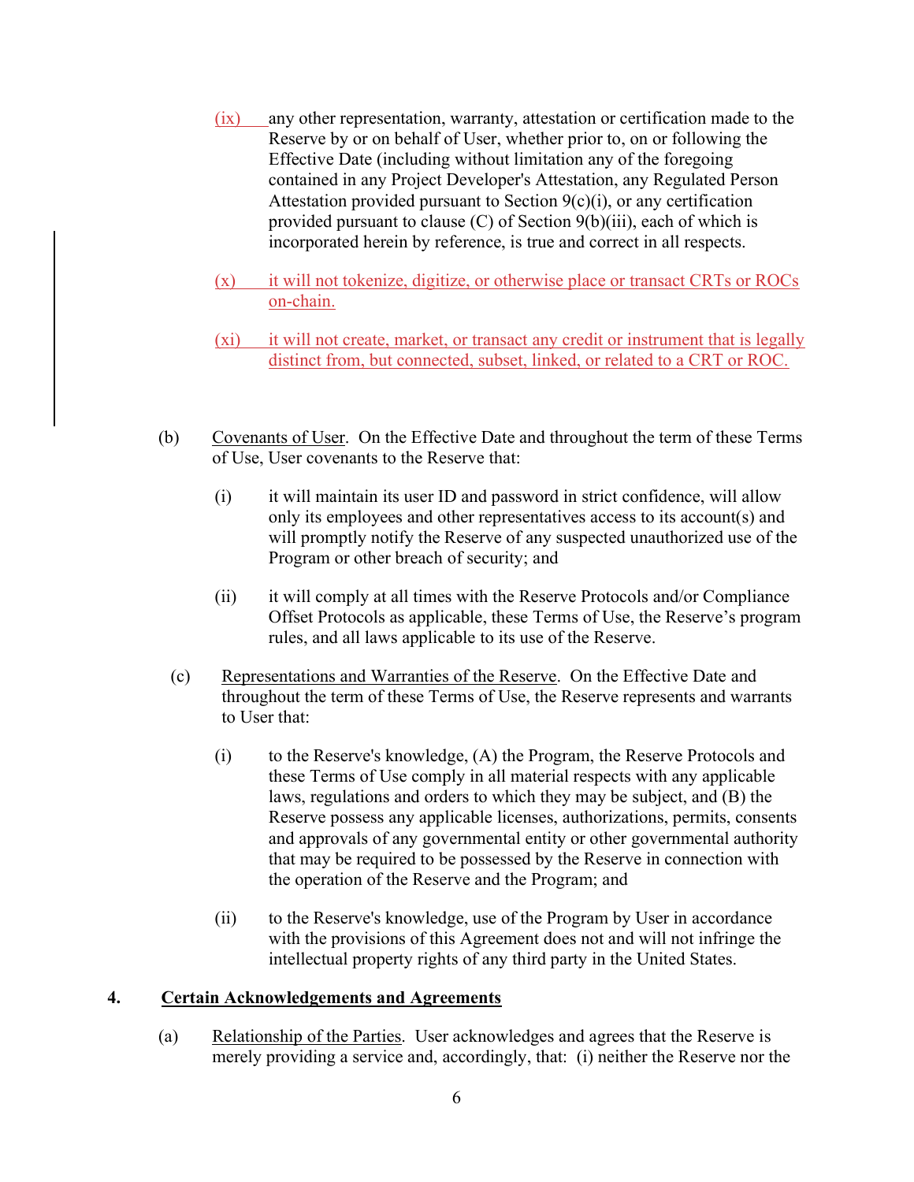(ix) any other representation, warranty, attestation or certification made to the Reserve by or on behalf of User, whether prior to, on or following the Effective Date (including without limitation any of the foregoing contained in any Project Developer's Attestation, any Regulated Person Attestation provided pursuant to Section 9(c)(i), or any certification provided pursuant to clause (C) of Section 9(b)(iii), each of which is incorporated herein by reference, is true and correct in all respects.

(x) it will not tokenize, digitize, or otherwise place or transact CRTs or ROCs on-chain.

(xi) it will not create, market, or transact any credit or instrument that is legally distinct from, but connected, subset, linked, or related to a CRT or ROC.

(b) Covenants of User. On the Effective Date and throughout the term of these Terms of Use, User covenants to the Reserve that:

(i) it will maintain its user ID and password in strict confidence, will allow only its employees and other representatives access to its account(s) and will promptly notify the Reserve of any suspected unauthorized use of the Program or other breach of security; and

(ii) it will comply at all times with the Reserve Protocols and/or Compliance Offset Protocols as applicable, these Terms of Use, the Reserve's program rules, and all laws applicable to its use of the Reserve.

(c) Representations and Warranties of the Reserve. On the Effective Date and throughout the term of these Terms of Use, the Reserve represents and warrants to User that:

(i) to the Reserve's knowledge, (A) the Program, the Reserve Protocols and these Terms of Use comply in all material respects with any applicable laws, regulations and orders to which they may be subject, and (B) the Reserve possess any applicable licenses, authorizations, permits, consents and approvals of any governmental entity or other governmental authority that may be required to be possessed by the Reserve in connection with the operation of the Reserve and the Program; and

(ii) to the Reserve's knowledge, use of the Program by User in accordance with the provisions of this Agreement does not and will not infringe the intellectual property rights of any third party in the United States.

## 4. Certain Acknowledgements and Agreements

(a) Relationship of the Parties. User acknowledges and agrees that the Reserve is merely providing a service and, accordingly, that: (i) neither the Reserve nor the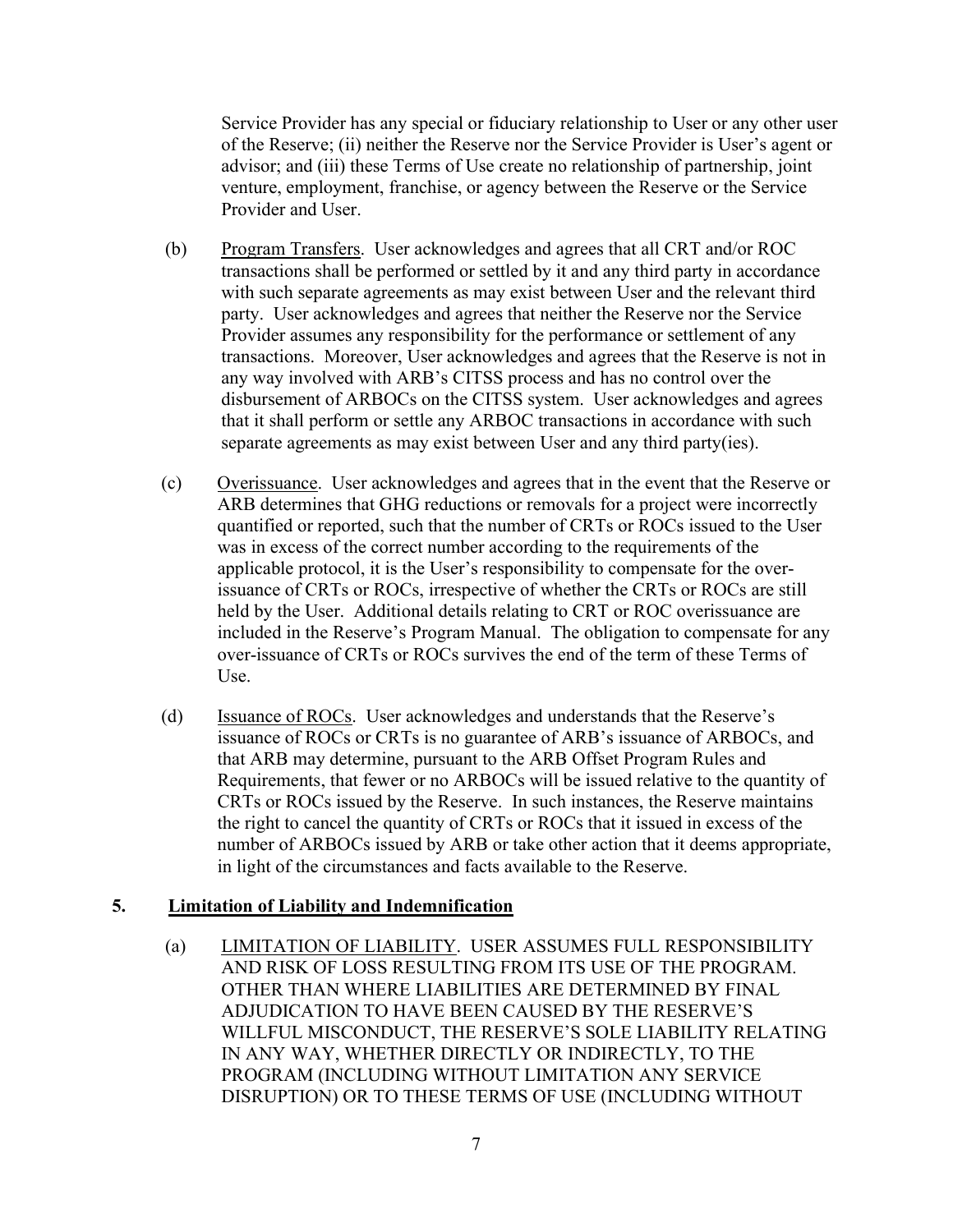Service Provider has any special or fiduciary relationship to User or any other user of the Reserve; (ii) neither the Reserve nor the Service Provider is User's agent or advisor; and (iii) these Terms of Use create no relationship of partnership, joint venture, employment, franchise, or agency between the Reserve or the Service Provider and User.

(b) Program Transfers. User acknowledges and agrees that all CRT and/or ROC transactions shall be performed or settled by it and any third party in accordance with such separate agreements as may exist between User and the relevant third party. User acknowledges and agrees that neither the Reserve nor the Service Provider assumes any responsibility for the performance or settlement of any transactions. Moreover, User acknowledges and agrees that the Reserve is not in any way involved with ARB's CITSS process and has no control over the disbursement of ARBOCs on the CITSS system. User acknowledges and agrees that it shall perform or settle any ARBOC transactions in accordance with such separate agreements as may exist between User and any third party(ies).

(c) Overissuance. User acknowledges and agrees that in the event that the Reserve or ARB determines that GHG reductions or removals for a project were incorrectly quantified or reported, such that the number of CRTs or ROCs issued to the User was in excess of the correct number according to the requirements of the applicable protocol, it is the User's responsibility to compensate for the over-issuance of CRTs or ROCs, irrespective of whether the CRTs or ROCs are still held by the User. Additional details relating to CRT or ROC overissuance are included in the Reserve's Program Manual. The obligation to compensate for any over-issuance of CRTs or ROCs survives the end of the term of these Terms of Use.

(d) Issuance of ROCs. User acknowledges and understands that the Reserve's issuance of ROCs or CRTs is no guarantee of ARB's issuance of ARBOCs, and that ARB may determine, pursuant to the ARB Offset Program Rules and Requirements, that fewer or no ARBOCs will be issued relative to the quantity of CRTs or ROCs issued by the Reserve. In such instances, the Reserve maintains the right to cancel the quantity of CRTs or ROCs that it issued in excess of the number of ARBOCs issued by ARB or take other action that it deems appropriate, in light of the circumstances and facts available to the Reserve.

**5. Limitation of Liability and Indemnification**

(a) LIMITATION OF LIABILITY. USER ASSUMES FULL RESPONSIBILITY AND RISK OF LOSS RESULTING FROM ITS USE OF THE PROGRAM. OTHER THAN WHERE LIABILITIES ARE DETERMINED BY FINAL ADJUDICATION TO HAVE BEEN CAUSED BY THE RESERVE'S WILLFUL MISCONDUCT, THE RESERVE'S SOLE LIABILITY RELATING IN ANY WAY, WHETHER DIRECTLY OR INDIRECTLY, TO THE PROGRAM (INCLUDING WITHOUT LIMITATION ANY SERVICE DISRUPTION) OR TO THESE TERMS OF USE (INCLUDING WITHOUT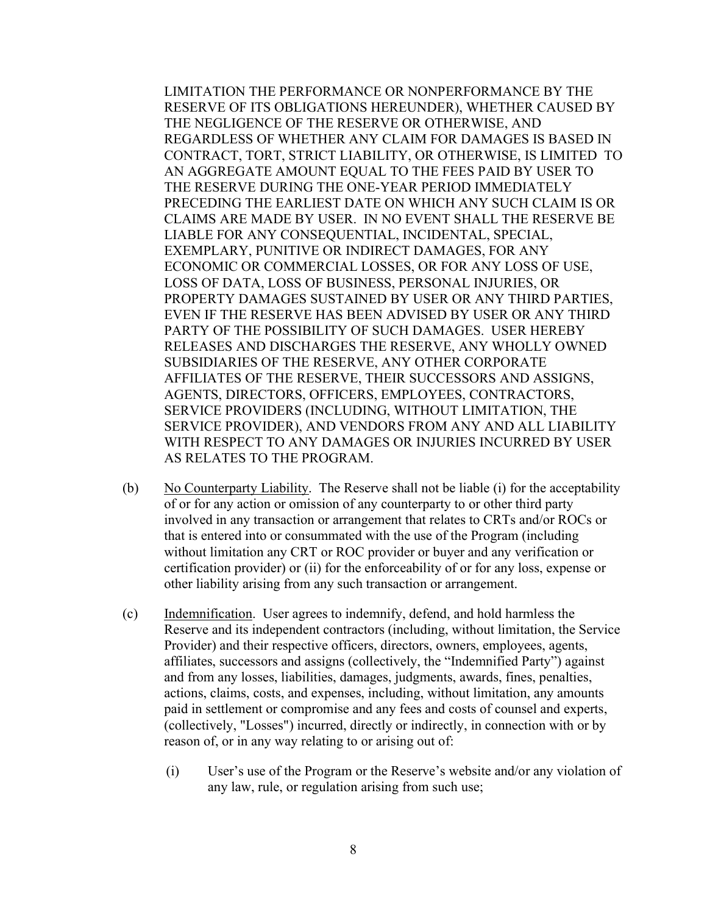LIMITATION THE PERFORMANCE OR NONPERFORMANCE BY THE RESERVE OF ITS OBLIGATIONS HEREUNDER), WHETHER CAUSED BY THE NEGLIGENCE OF THE RESERVE OR OTHERWISE, AND REGARDLESS OF WHETHER ANY CLAIM FOR DAMAGES IS BASED IN CONTRACT, TORT, STRICT LIABILITY, OR OTHERWISE, IS LIMITED TO AN AGGREGATE AMOUNT EQUAL TO THE FEES PAID BY USER TO THE RESERVE DURING THE ONE-YEAR PERIOD IMMEDIATELY PRECEDING THE EARLIEST DATE ON WHICH ANY SUCH CLAIM IS OR CLAIMS ARE MADE BY USER. IN NO EVENT SHALL THE RESERVE BE LIABLE FOR ANY CONSEQUENTIAL, INCIDENTAL, SPECIAL, EXEMPLARY, PUNITIVE OR INDIRECT DAMAGES, FOR ANY ECONOMIC OR COMMERCIAL LOSSES, OR FOR ANY LOSS OF USE, LOSS OF DATA, LOSS OF BUSINESS, PERSONAL INJURIES, OR PROPERTY DAMAGES SUSTAINED BY USER OR ANY THIRD PARTIES, EVEN IF THE RESERVE HAS BEEN ADVISED BY USER OR ANY THIRD PARTY OF THE POSSIBILITY OF SUCH DAMAGES. USER HEREBY RELEASES AND DISCHARGES THE RESERVE, ANY WHOLLY OWNED SUBSIDIARIES OF THE RESERVE, ANY OTHER CORPORATE AFFILIATES OF THE RESERVE, THEIR SUCCESSORS AND ASSIGNS, AGENTS, DIRECTORS, OFFICERS, EMPLOYEES, CONTRACTORS, SERVICE PROVIDERS (INCLUDING, WITHOUT LIMITATION, THE SERVICE PROVIDER), AND VENDORS FROM ANY AND ALL LIABILITY WITH RESPECT TO ANY DAMAGES OR INJURIES INCURRED BY USER AS RELATES TO THE PROGRAM.

(b) No Counterparty Liability. The Reserve shall not be liable (i) for the acceptability of or for any action or omission of any counterparty to or other third party involved in any transaction or arrangement that relates to CRTs and/or ROCs or that is entered into or consummated with the use of the Program (including without limitation any CRT or ROC provider or buyer and any verification or certification provider) or (ii) for the enforceability of or for any loss, expense or other liability arising from any such transaction or arrangement.

(c) Indemnification. User agrees to indemnify, defend, and hold harmless the Reserve and its independent contractors (including, without limitation, the Service Provider) and their respective officers, directors, owners, employees, agents, affiliates, successors and assigns (collectively, the "Indemnified Party") against and from any losses, liabilities, damages, judgments, awards, fines, penalties, actions, claims, costs, and expenses, including, without limitation, any amounts paid in settlement or compromise and any fees and costs of counsel and experts, (collectively, "Losses") incurred, directly or indirectly, in connection with or by reason of, or in any way relating to or arising out of:

(i) User's use of the Program or the Reserve's website and/or any violation of any law, rule, or regulation arising from such use;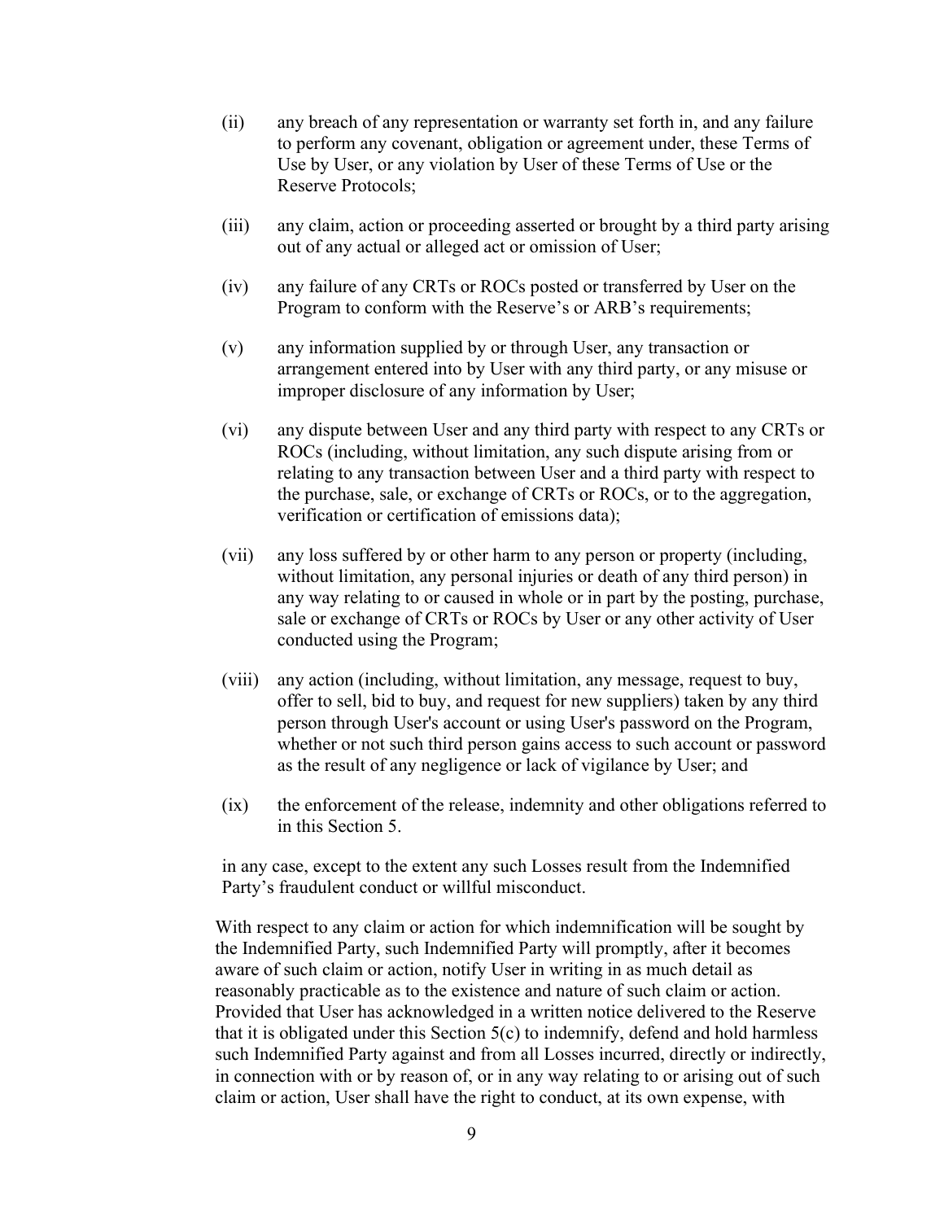(ii) any breach of any representation or warranty set forth in, and any failure to perform any covenant, obligation or agreement under, these Terms of Use by User, or any violation by User of these Terms of Use or the Reserve Protocols;

(iii) any claim, action or proceeding asserted or brought by a third party arising out of any actual or alleged act or omission of User;

(iv) any failure of any CRTs or ROCs posted or transferred by User on the Program to conform with the Reserve's or ARB's requirements;

(v) any information supplied by or through User, any transaction or arrangement entered into by User with any third party, or any misuse or improper disclosure of any information by User;

(vi) any dispute between User and any third party with respect to any CRTs or ROCs (including, without limitation, any such dispute arising from or relating to any transaction between User and a third party with respect to the purchase, sale, or exchange of CRTs or ROCs, or to the aggregation, verification or certification of emissions data);

(vii) any loss suffered by or other harm to any person or property (including, without limitation, any personal injuries or death of any third person) in any way relating to or caused in whole or in part by the posting, purchase, sale or exchange of CRTs or ROCs by User or any other activity of User conducted using the Program;

(viii) any action (including, without limitation, any message, request to buy, offer to sell, bid to buy, and request for new suppliers) taken by any third person through User's account or using User's password on the Program, whether or not such third person gains access to such account or password as the result of any negligence or lack of vigilance by User; and

(ix) the enforcement of the release, indemnity and other obligations referred to in this Section 5.

in any case, except to the extent any such Losses result from the Indemnified Party's fraudulent conduct or willful misconduct.

With respect to any claim or action for which indemnification will be sought by the Indemnified Party, such Indemnified Party will promptly, after it becomes aware of such claim or action, notify User in writing in as much detail as reasonably practicable as to the existence and nature of such claim or action. Provided that User has acknowledged in a written notice delivered to the Reserve that it is obligated under this Section 5(c) to indemnify, defend and hold harmless such Indemnified Party against and from all Losses incurred, directly or indirectly, in connection with or by reason of, or in any way relating to or arising out of such claim or action, User shall have the right to conduct, at its own expense, with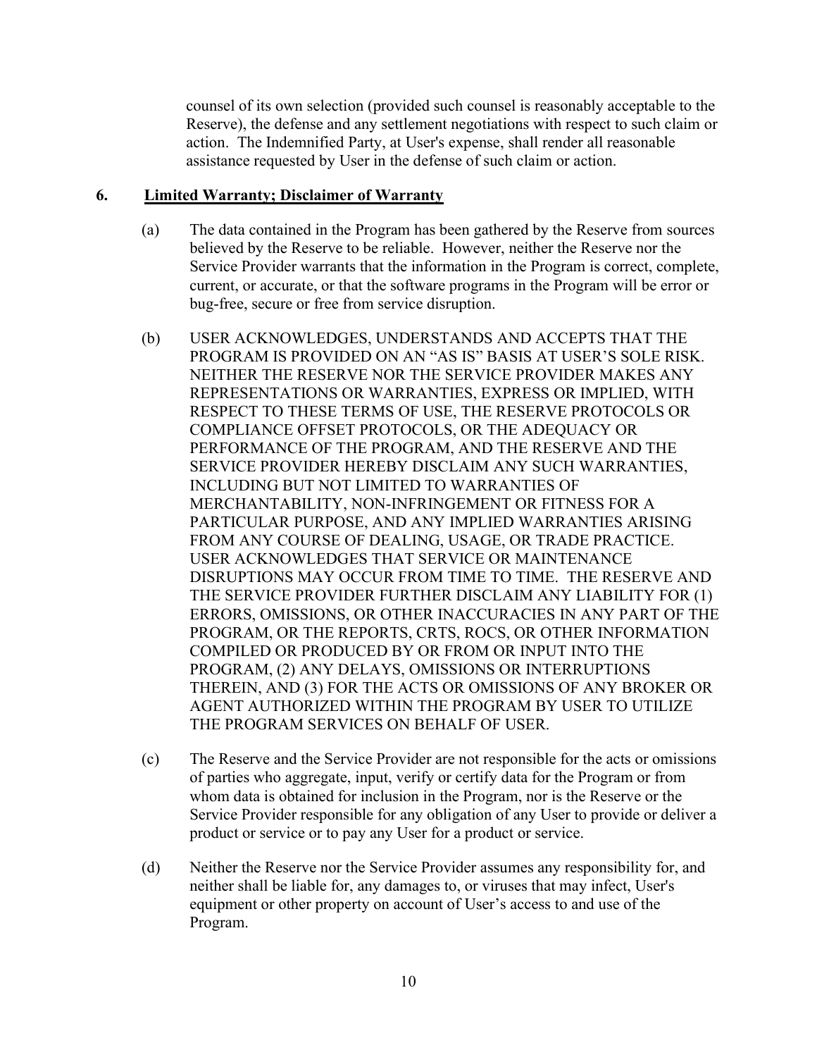counsel of its own selection (provided such counsel is reasonably acceptable to the Reserve), the defense and any settlement negotiations with respect to such claim or action. The Indemnified Party, at User's expense, shall render all reasonable assistance requested by User in the defense of such claim or action.

## 6. Limited Warranty; Disclaimer of Warranty

(a) The data contained in the Program has been gathered by the Reserve from sources believed by the Reserve to be reliable. However, neither the Reserve nor the Service Provider warrants that the information in the Program is correct, complete, current, or accurate, or that the software programs in the Program will be error or bug-free, secure or free from service disruption.

(b) USER ACKNOWLEDGES, UNDERSTANDS AND ACCEPTS THAT THE PROGRAM IS PROVIDED ON AN "AS IS" BASIS AT USER'S SOLE RISK. NEITHER THE RESERVE NOR THE SERVICE PROVIDER MAKES ANY REPRESENTATIONS OR WARRANTIES, EXPRESS OR IMPLIED, WITH RESPECT TO THESE TERMS OF USE, THE RESERVE PROTOCOLS OR COMPLIANCE OFFSET PROTOCOLS, OR THE ADEQUACY OR PERFORMANCE OF THE PROGRAM, AND THE RESERVE AND THE SERVICE PROVIDER HEREBY DISCLAIM ANY SUCH WARRANTIES, INCLUDING BUT NOT LIMITED TO WARRANTIES OF MERCHANTABILITY, NON-INFRINGEMENT OR FITNESS FOR A PARTICULAR PURPOSE, AND ANY IMPLIED WARRANTIES ARISING FROM ANY COURSE OF DEALING, USAGE, OR TRADE PRACTICE. USER ACKNOWLEDGES THAT SERVICE OR MAINTENANCE DISRUPTIONS MAY OCCUR FROM TIME TO TIME. THE RESERVE AND THE SERVICE PROVIDER FURTHER DISCLAIM ANY LIABILITY FOR (1) ERRORS, OMISSIONS, OR OTHER INACCURACIES IN ANY PART OF THE PROGRAM, OR THE REPORTS, CRTS, ROCS, OR OTHER INFORMATION COMPILED OR PRODUCED BY OR FROM OR INPUT INTO THE PROGRAM, (2) ANY DELAYS, OMISSIONS OR INTERRUPTIONS THEREIN, AND (3) FOR THE ACTS OR OMISSIONS OF ANY BROKER OR AGENT AUTHORIZED WITHIN THE PROGRAM BY USER TO UTILIZE THE PROGRAM SERVICES ON BEHALF OF USER.

(c) The Reserve and the Service Provider are not responsible for the acts or omissions of parties who aggregate, input, verify or certify data for the Program or from whom data is obtained for inclusion in the Program, nor is the Reserve or the Service Provider responsible for any obligation of any User to provide or deliver a product or service or to pay any User for a product or service.

(d) Neither the Reserve nor the Service Provider assumes any responsibility for, and neither shall be liable for, any damages to, or viruses that may infect, User's equipment or other property on account of User's access to and use of the Program.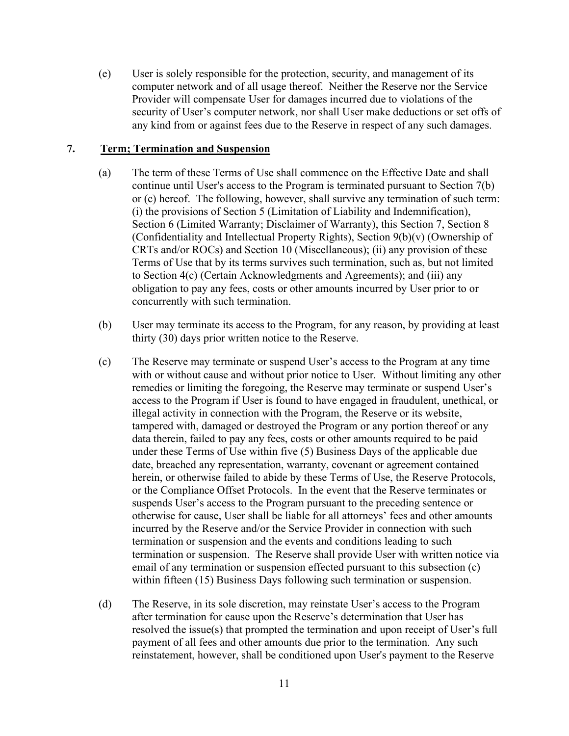(e) User is solely responsible for the protection, security, and management of its computer network and of all usage thereof. Neither the Reserve nor the Service Provider will compensate User for damages incurred due to violations of the security of User's computer network, nor shall User make deductions or set offs of any kind from or against fees due to the Reserve in respect of any such damages.

## 7. Term; Termination and Suspension

(a) The term of these Terms of Use shall commence on the Effective Date and shall continue until User's access to the Program is terminated pursuant to Section 7(b) or (c) hereof. The following, however, shall survive any termination of such term: (i) the provisions of Section 5 (Limitation of Liability and Indemnification), Section 6 (Limited Warranty; Disclaimer of Warranty), this Section 7, Section 8 (Confidentiality and Intellectual Property Rights), Section 9(b)(v) (Ownership of CRTs and/or ROCs) and Section 10 (Miscellaneous); (ii) any provision of these Terms of Use that by its terms survives such termination, such as, but not limited to Section 4(c) (Certain Acknowledgments and Agreements); and (iii) any obligation to pay any fees, costs or other amounts incurred by User prior to or concurrently with such termination.

(b) User may terminate its access to the Program, for any reason, by providing at least thirty (30) days prior written notice to the Reserve.

(c) The Reserve may terminate or suspend User's access to the Program at any time with or without cause and without prior notice to User. Without limiting any other remedies or limiting the foregoing, the Reserve may terminate or suspend User's access to the Program if User is found to have engaged in fraudulent, unethical, or illegal activity in connection with the Program, the Reserve or its website, tampered with, damaged or destroyed the Program or any portion thereof or any data therein, failed to pay any fees, costs or other amounts required to be paid under these Terms of Use within five (5) Business Days of the applicable due date, breached any representation, warranty, covenant or agreement contained herein, or otherwise failed to abide by these Terms of Use, the Reserve Protocols, or the Compliance Offset Protocols. In the event that the Reserve terminates or suspends User's access to the Program pursuant to the preceding sentence or otherwise for cause, User shall be liable for all attorneys' fees and other amounts incurred by the Reserve and/or the Service Provider in connection with such termination or suspension and the events and conditions leading to such termination or suspension. The Reserve shall provide User with written notice via email of any termination or suspension effected pursuant to this subsection (c) within fifteen (15) Business Days following such termination or suspension.

(d) The Reserve, in its sole discretion, may reinstate User's access to the Program after termination for cause upon the Reserve's determination that User has resolved the issue(s) that prompted the termination and upon receipt of User's full payment of all fees and other amounts due prior to the termination. Any such reinstatement, however, shall be conditioned upon User's payment to the Reserve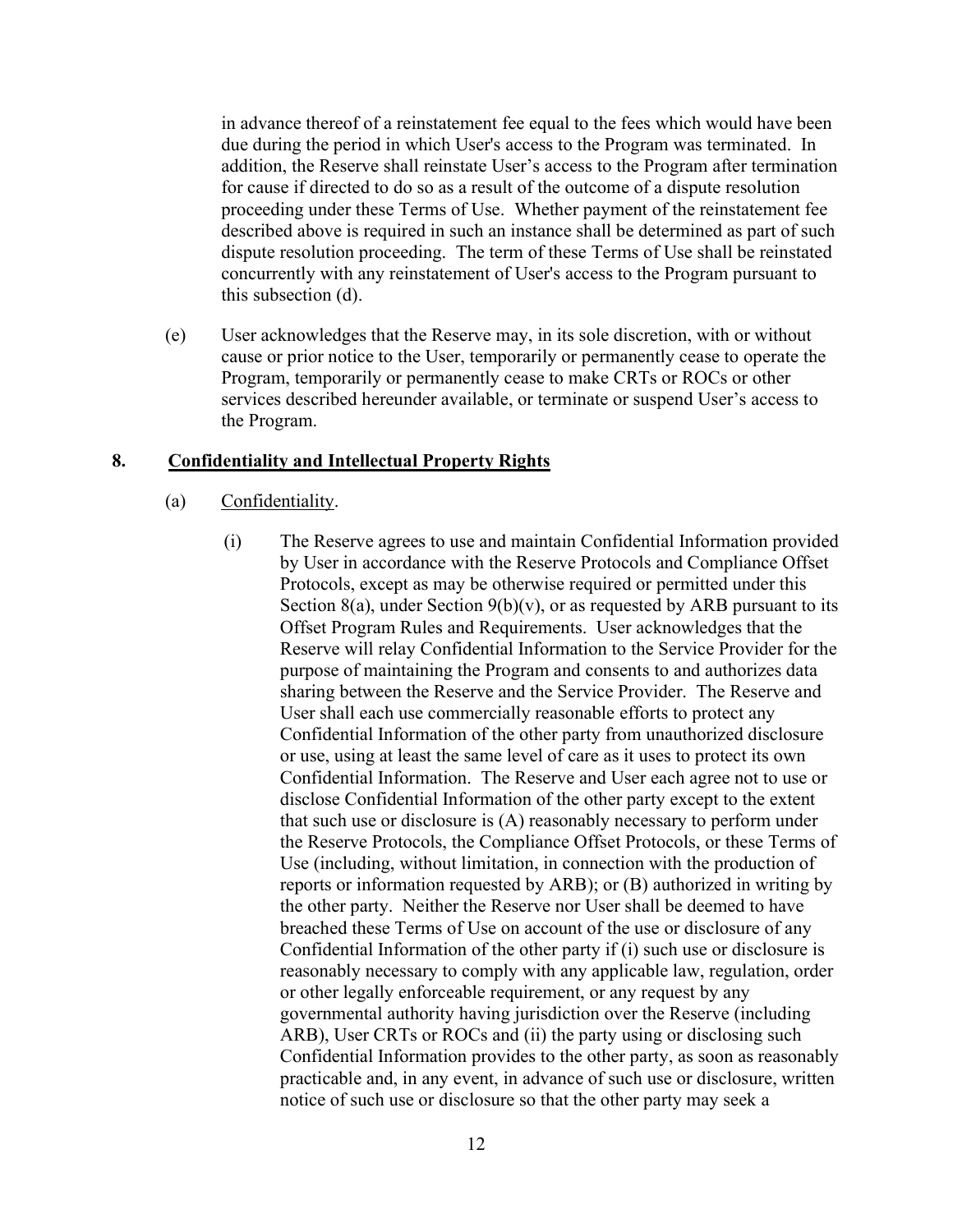in advance thereof of a reinstatement fee equal to the fees which would have been due during the period in which User's access to the Program was terminated. In addition, the Reserve shall reinstate User's access to the Program after termination for cause if directed to do so as a result of the outcome of a dispute resolution proceeding under these Terms of Use. Whether payment of the reinstatement fee described above is required in such an instance shall be determined as part of such dispute resolution proceeding. The term of these Terms of Use shall be reinstated concurrently with any reinstatement of User's access to the Program pursuant to this subsection (d).

(e) User acknowledges that the Reserve may, in its sole discretion, with or without cause or prior notice to the User, temporarily or permanently cease to operate the Program, temporarily or permanently cease to make CRTs or ROCs or other services described hereunder available, or terminate or suspend User's access to the Program.

## 8. Confidentiality and Intellectual Property Rights

(a) Confidentiality.

(i) The Reserve agrees to use and maintain Confidential Information provided by User in accordance with the Reserve Protocols and Compliance Offset Protocols, except as may be otherwise required or permitted under this Section 8(a), under Section 9(b)(v), or as requested by ARB pursuant to its Offset Program Rules and Requirements. User acknowledges that the Reserve will relay Confidential Information to the Service Provider for the purpose of maintaining the Program and consents to and authorizes data sharing between the Reserve and the Service Provider. The Reserve and User shall each use commercially reasonable efforts to protect any Confidential Information of the other party from unauthorized disclosure or use, using at least the same level of care as it uses to protect its own Confidential Information. The Reserve and User each agree not to use or disclose Confidential Information of the other party except to the extent that such use or disclosure is (A) reasonably necessary to perform under the Reserve Protocols, the Compliance Offset Protocols, or these Terms of Use (including, without limitation, in connection with the production of reports or information requested by ARB); or (B) authorized in writing by the other party. Neither the Reserve nor User shall be deemed to have breached these Terms of Use on account of the use or disclosure of any Confidential Information of the other party if (i) such use or disclosure is reasonably necessary to comply with any applicable law, regulation, order or other legally enforceable requirement, or any request by any governmental authority having jurisdiction over the Reserve (including ARB), User CRTs or ROCs and (ii) the party using or disclosing such Confidential Information provides to the other party, as soon as reasonably practicable and, in any event, in advance of such use or disclosure, written notice of such use or disclosure so that the other party may seek a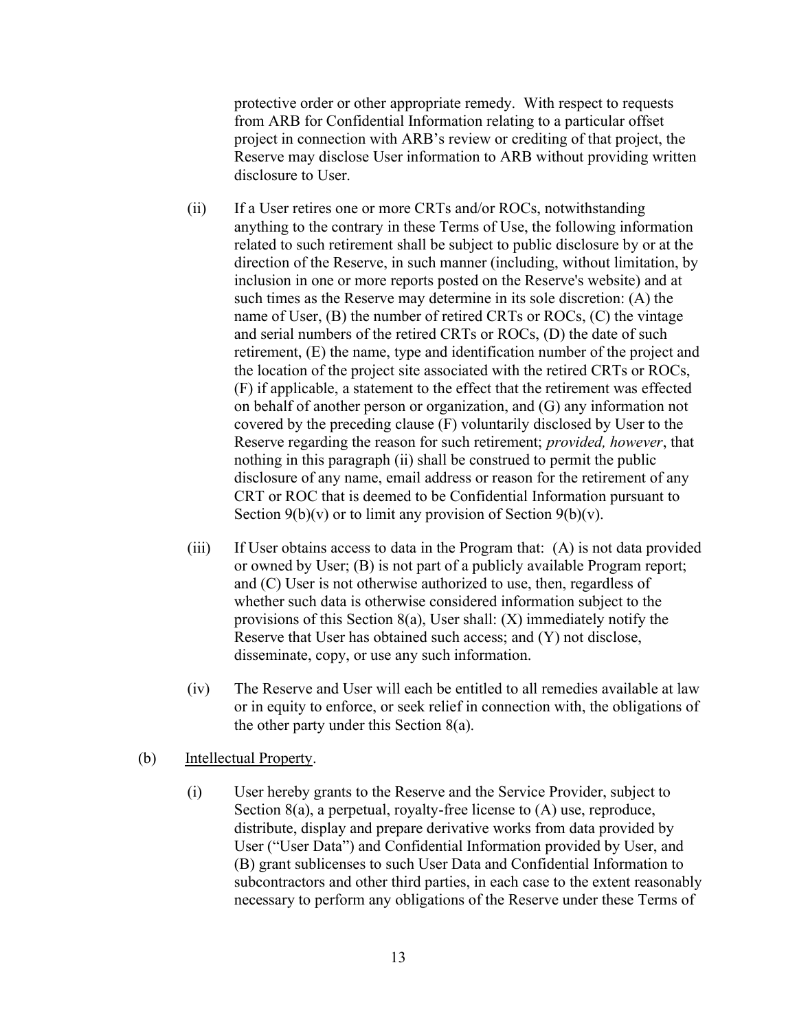protective order or other appropriate remedy. With respect to requests from ARB for Confidential Information relating to a particular offset project in connection with ARB's review or crediting of that project, the Reserve may disclose User information to ARB without providing written disclosure to User.

(ii) If a User retires one or more CRTs and/or ROCs, notwithstanding anything to the contrary in these Terms of Use, the following information related to such retirement shall be subject to public disclosure by or at the direction of the Reserve, in such manner (including, without limitation, by inclusion in one or more reports posted on the Reserve's website) and at such times as the Reserve may determine in its sole discretion: (A) the name of User, (B) the number of retired CRTs or ROCs, (C) the vintage and serial numbers of the retired CRTs or ROCs, (D) the date of such retirement, (E) the name, type and identification number of the project and the location of the project site associated with the retired CRTs or ROCs, (F) if applicable, a statement to the effect that the retirement was effected on behalf of another person or organization, and (G) any information not covered by the preceding clause (F) voluntarily disclosed by User to the Reserve regarding the reason for such retirement; *provided, however*, that nothing in this paragraph (ii) shall be construed to permit the public disclosure of any name, email address or reason for the retirement of any CRT or ROC that is deemed to be Confidential Information pursuant to Section 9(b)(v) or to limit any provision of Section 9(b)(v).

(iii) If User obtains access to data in the Program that: (A) is not data provided or owned by User; (B) is not part of a publicly available Program report; and (C) User is not otherwise authorized to use, then, regardless of whether such data is otherwise considered information subject to the provisions of this Section 8(a), User shall: (X) immediately notify the Reserve that User has obtained such access; and (Y) not disclose, disseminate, copy, or use any such information.

(iv) The Reserve and User will each be entitled to all remedies available at law or in equity to enforce, or seek relief in connection with, the obligations of the other party under this Section 8(a).

(b) Intellectual Property.

(i) User hereby grants to the Reserve and the Service Provider, subject to Section 8(a), a perpetual, royalty-free license to (A) use, reproduce, distribute, display and prepare derivative works from data provided by User ("User Data") and Confidential Information provided by User, and (B) grant sublicenses to such User Data and Confidential Information to subcontractors and other third parties, in each case to the extent reasonably necessary to perform any obligations of the Reserve under these Terms of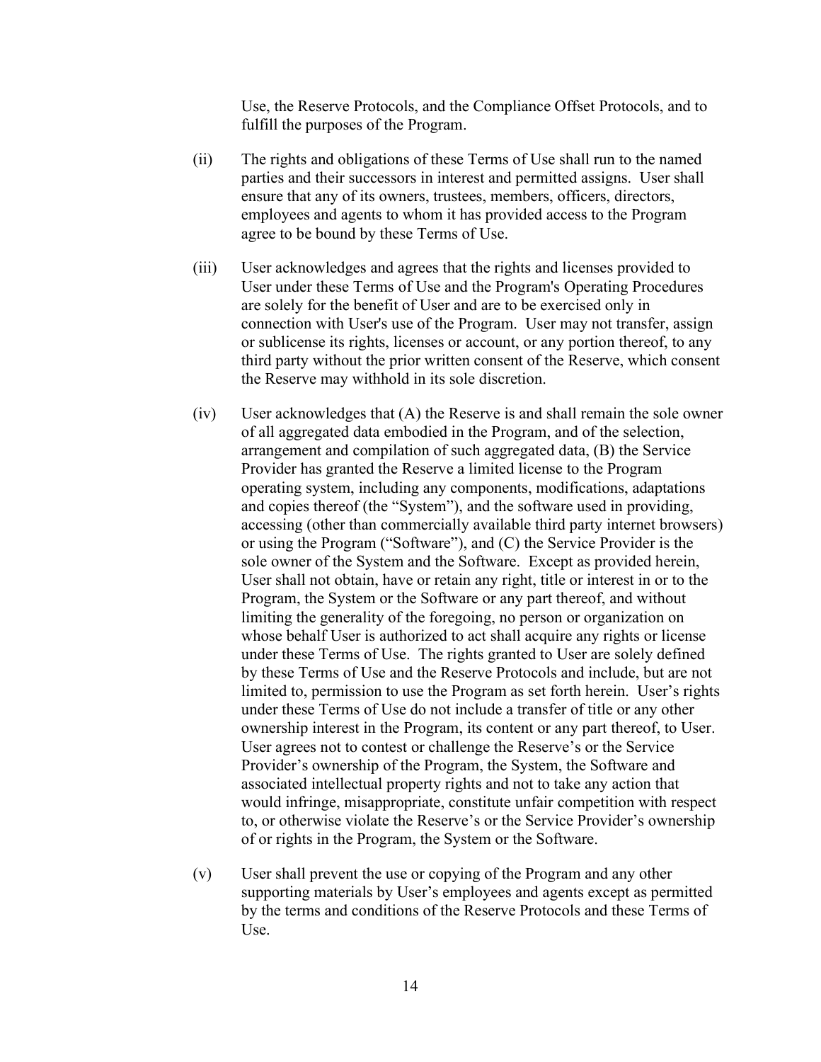Use, the Reserve Protocols, and the Compliance Offset Protocols, and to fulfill the purposes of the Program.

(ii) The rights and obligations of these Terms of Use shall run to the named parties and their successors in interest and permitted assigns. User shall ensure that any of its owners, trustees, members, officers, directors, employees and agents to whom it has provided access to the Program agree to be bound by these Terms of Use.

(iii) User acknowledges and agrees that the rights and licenses provided to User under these Terms of Use and the Program's Operating Procedures are solely for the benefit of User and are to be exercised only in connection with User's use of the Program. User may not transfer, assign or sublicense its rights, licenses or account, or any portion thereof, to any third party without the prior written consent of the Reserve, which consent the Reserve may withhold in its sole discretion.

(iv) User acknowledges that (A) the Reserve is and shall remain the sole owner of all aggregated data embodied in the Program, and of the selection, arrangement and compilation of such aggregated data, (B) the Service Provider has granted the Reserve a limited license to the Program operating system, including any components, modifications, adaptations and copies thereof (the "System"), and the software used in providing, accessing (other than commercially available third party internet browsers) or using the Program ("Software"), and (C) the Service Provider is the sole owner of the System and the Software. Except as provided herein, User shall not obtain, have or retain any right, title or interest in or to the Program, the System or the Software or any part thereof, and without limiting the generality of the foregoing, no person or organization on whose behalf User is authorized to act shall acquire any rights or license under these Terms of Use. The rights granted to User are solely defined by these Terms of Use and the Reserve Protocols and include, but are not limited to, permission to use the Program as set forth herein. User's rights under these Terms of Use do not include a transfer of title or any other ownership interest in the Program, its content or any part thereof, to User. User agrees not to contest or challenge the Reserve's or the Service Provider's ownership of the Program, the System, the Software and associated intellectual property rights and not to take any action that would infringe, misappropriate, constitute unfair competition with respect to, or otherwise violate the Reserve's or the Service Provider's ownership of or rights in the Program, the System or the Software.

(v) User shall prevent the use or copying of the Program and any other supporting materials by User's employees and agents except as permitted by the terms and conditions of the Reserve Protocols and these Terms of Use.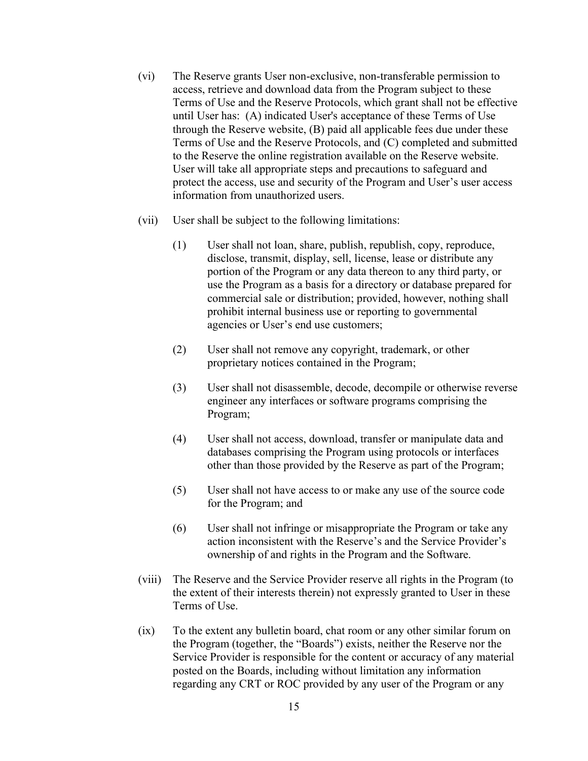(vi) The Reserve grants User non-exclusive, non-transferable permission to access, retrieve and download data from the Program subject to these Terms of Use and the Reserve Protocols, which grant shall not be effective until User has: (A) indicated User's acceptance of these Terms of Use through the Reserve website, (B) paid all applicable fees due under these Terms of Use and the Reserve Protocols, and (C) completed and submitted to the Reserve the online registration available on the Reserve website. User will take all appropriate steps and precautions to safeguard and protect the access, use and security of the Program and User's user access information from unauthorized users.

(vii) User shall be subject to the following limitations:

> (1) User shall not loan, share, publish, republish, copy, reproduce, disclose, transmit, display, sell, license, lease or distribute any portion of the Program or any data thereon to any third party, or use the Program as a basis for a directory or database prepared for commercial sale or distribution; provided, however, nothing shall prohibit internal business use or reporting to governmental agencies or User's end use customers;
>
> (2) User shall not remove any copyright, trademark, or other proprietary notices contained in the Program;
>
> (3) User shall not disassemble, decode, decompile or otherwise reverse engineer any interfaces or software programs comprising the Program;
>
> (4) User shall not access, download, transfer or manipulate data and databases comprising the Program using protocols or interfaces other than those provided by the Reserve as part of the Program;
>
> (5) User shall not have access to or make any use of the source code for the Program; and
>
> (6) User shall not infringe or misappropriate the Program or take any action inconsistent with the Reserve's and the Service Provider's ownership of and rights in the Program and the Software.

(viii) The Reserve and the Service Provider reserve all rights in the Program (to the extent of their interests therein) not expressly granted to User in these Terms of Use.

(ix) To the extent any bulletin board, chat room or any other similar forum on the Program (together, the "Boards") exists, neither the Reserve nor the Service Provider is responsible for the content or accuracy of any material posted on the Boards, including without limitation any information regarding any CRT or ROC provided by any user of the Program or any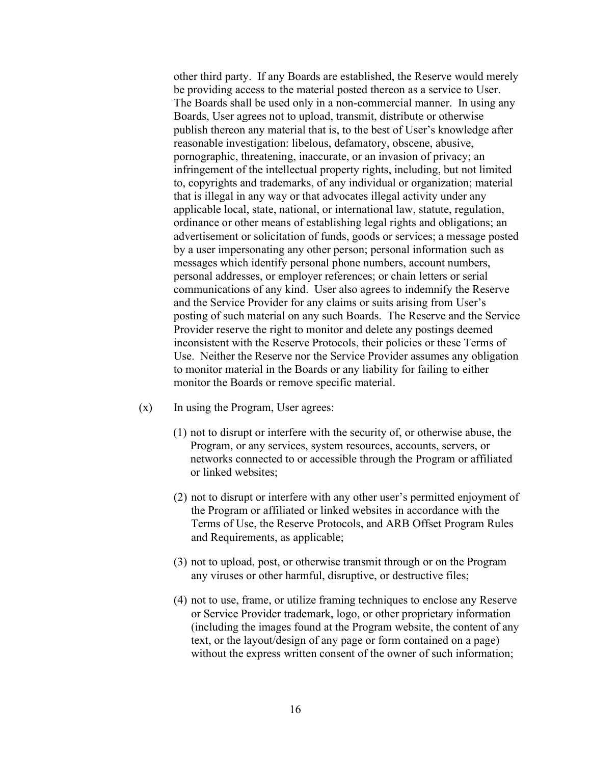other third party. If any Boards are established, the Reserve would merely be providing access to the material posted thereon as a service to User. The Boards shall be used only in a non-commercial manner. In using any Boards, User agrees not to upload, transmit, distribute or otherwise publish thereon any material that is, to the best of User's knowledge after reasonable investigation: libelous, defamatory, obscene, abusive, pornographic, threatening, inaccurate, or an invasion of privacy; an infringement of the intellectual property rights, including, but not limited to, copyrights and trademarks, of any individual or organization; material that is illegal in any way or that advocates illegal activity under any applicable local, state, national, or international law, statute, regulation, ordinance or other means of establishing legal rights and obligations; an advertisement or solicitation of funds, goods or services; a message posted by a user impersonating any other person; personal information such as messages which identify personal phone numbers, account numbers, personal addresses, or employer references; or chain letters or serial communications of any kind. User also agrees to indemnify the Reserve and the Service Provider for any claims or suits arising from User's posting of such material on any such Boards. The Reserve and the Service Provider reserve the right to monitor and delete any postings deemed inconsistent with the Reserve Protocols, their policies or these Terms of Use. Neither the Reserve nor the Service Provider assumes any obligation to monitor material in the Boards or any liability for failing to either monitor the Boards or remove specific material.

(x) In using the Program, User agrees:

(1) not to disrupt or interfere with the security of, or otherwise abuse, the Program, or any services, system resources, accounts, servers, or networks connected to or accessible through the Program or affiliated or linked websites;

(2) not to disrupt or interfere with any other user's permitted enjoyment of the Program or affiliated or linked websites in accordance with the Terms of Use, the Reserve Protocols, and ARB Offset Program Rules and Requirements, as applicable;

(3) not to upload, post, or otherwise transmit through or on the Program any viruses or other harmful, disruptive, or destructive files;

(4) not to use, frame, or utilize framing techniques to enclose any Reserve or Service Provider trademark, logo, or other proprietary information (including the images found at the Program website, the content of any text, or the layout/design of any page or form contained on a page) without the express written consent of the owner of such information;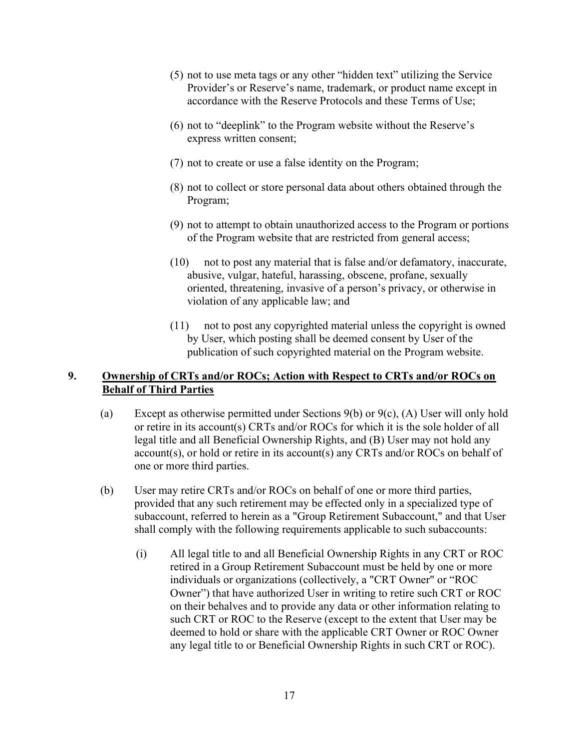(5) not to use meta tags or any other "hidden text" utilizing the Service Provider's or Reserve's name, trademark, or product name except in accordance with the Reserve Protocols and these Terms of Use;

(6) not to "deeplink" to the Program website without the Reserve's express written consent;

(7) not to create or use a false identity on the Program;

(8) not to collect or store personal data about others obtained through the Program;

(9) not to attempt to obtain unauthorized access to the Program or portions of the Program website that are restricted from general access;

(10) not to post any material that is false and/or defamatory, inaccurate, abusive, vulgar, hateful, harassing, obscene, profane, sexually oriented, threatening, invasive of a person's privacy, or otherwise in violation of any applicable law; and

(11) not to post any copyrighted material unless the copyright is owned by User, which posting shall be deemed consent by User of the publication of such copyrighted material on the Program website.

## 9. Ownership of CRTs and/or ROCs; Action with Respect to CRTs and/or ROCs on Behalf of Third Parties

(a) Except as otherwise permitted under Sections 9(b) or 9(c), (A) User will only hold or retire in its account(s) CRTs and/or ROCs for which it is the sole holder of all legal title and all Beneficial Ownership Rights, and (B) User may not hold any account(s), or hold or retire in its account(s) any CRTs and/or ROCs on behalf of one or more third parties.

(b) User may retire CRTs and/or ROCs on behalf of one or more third parties, provided that any such retirement may be effected only in a specialized type of subaccount, referred to herein as a "Group Retirement Subaccount," and that User shall comply with the following requirements applicable to such subaccounts:

(i) All legal title to and all Beneficial Ownership Rights in any CRT or ROC retired in a Group Retirement Subaccount must be held by one or more individuals or organizations (collectively, a "CRT Owner" or "ROC Owner") that have authorized User in writing to retire such CRT or ROC on their behalves and to provide any data or other information relating to such CRT or ROC to the Reserve (except to the extent that User may be deemed to hold or share with the applicable CRT Owner or ROC Owner any legal title to or Beneficial Ownership Rights in such CRT or ROC).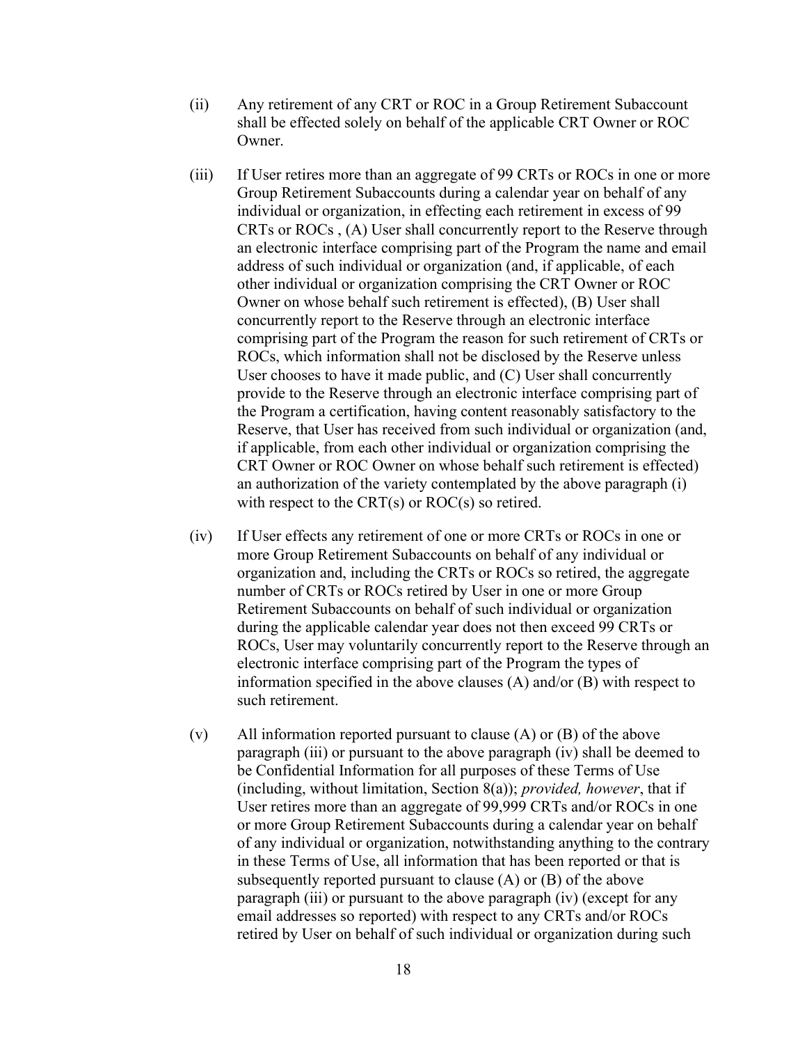(ii) Any retirement of any CRT or ROC in a Group Retirement Subaccount shall be effected solely on behalf of the applicable CRT Owner or ROC Owner.

(iii) If User retires more than an aggregate of 99 CRTs or ROCs in one or more Group Retirement Subaccounts during a calendar year on behalf of any individual or organization, in effecting each retirement in excess of 99 CRTs or ROCs , (A) User shall concurrently report to the Reserve through an electronic interface comprising part of the Program the name and email address of such individual or organization (and, if applicable, of each other individual or organization comprising the CRT Owner or ROC Owner on whose behalf such retirement is effected), (B) User shall concurrently report to the Reserve through an electronic interface comprising part of the Program the reason for such retirement of CRTs or ROCs, which information shall not be disclosed by the Reserve unless User chooses to have it made public, and (C) User shall concurrently provide to the Reserve through an electronic interface comprising part of the Program a certification, having content reasonably satisfactory to the Reserve, that User has received from such individual or organization (and, if applicable, from each other individual or organization comprising the CRT Owner or ROC Owner on whose behalf such retirement is effected) an authorization of the variety contemplated by the above paragraph (i) with respect to the CRT(s) or ROC(s) so retired.

(iv) If User effects any retirement of one or more CRTs or ROCs in one or more Group Retirement Subaccounts on behalf of any individual or organization and, including the CRTs or ROCs so retired, the aggregate number of CRTs or ROCs retired by User in one or more Group Retirement Subaccounts on behalf of such individual or organization during the applicable calendar year does not then exceed 99 CRTs or ROCs, User may voluntarily concurrently report to the Reserve through an electronic interface comprising part of the Program the types of information specified in the above clauses (A) and/or (B) with respect to such retirement.

(v) All information reported pursuant to clause (A) or (B) of the above paragraph (iii) or pursuant to the above paragraph (iv) shall be deemed to be Confidential Information for all purposes of these Terms of Use (including, without limitation, Section 8(a)); *provided, however*, that if User retires more than an aggregate of 99,999 CRTs and/or ROCs in one or more Group Retirement Subaccounts during a calendar year on behalf of any individual or organization, notwithstanding anything to the contrary in these Terms of Use, all information that has been reported or that is subsequently reported pursuant to clause (A) or (B) of the above paragraph (iii) or pursuant to the above paragraph (iv) (except for any email addresses so reported) with respect to any CRTs and/or ROCs retired by User on behalf of such individual or organization during such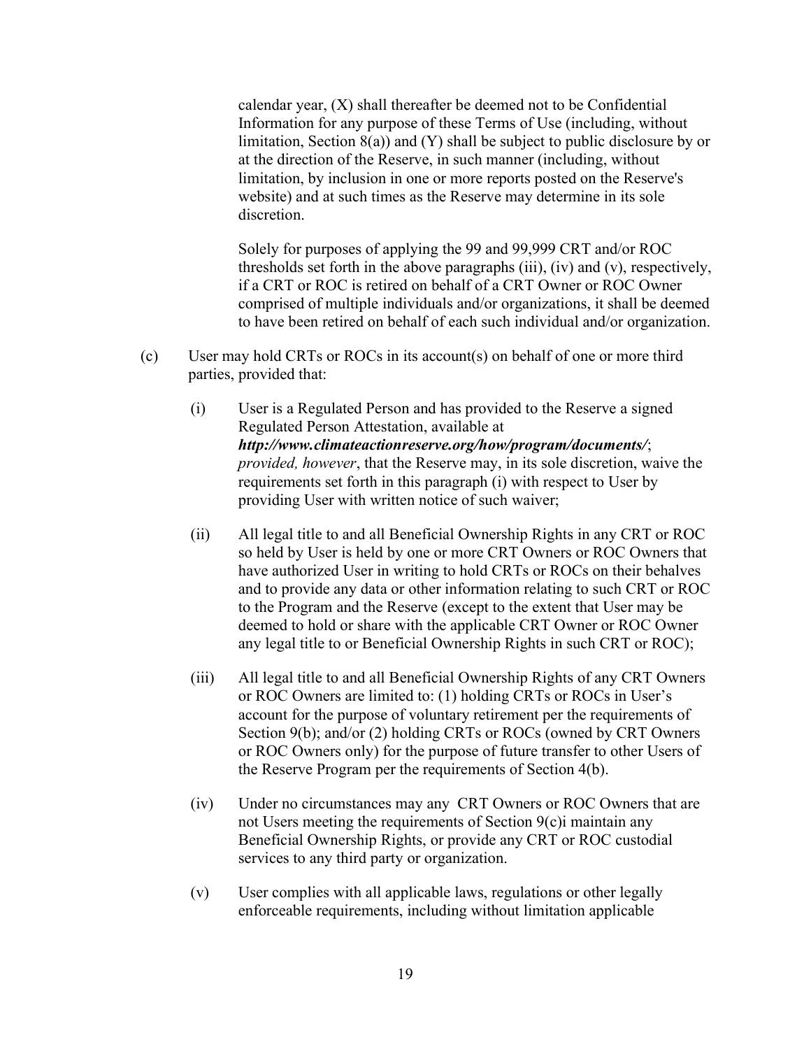calendar year, (X) shall thereafter be deemed not to be Confidential Information for any purpose of these Terms of Use (including, without limitation, Section 8(a)) and (Y) shall be subject to public disclosure by or at the direction of the Reserve, in such manner (including, without limitation, by inclusion in one or more reports posted on the Reserve's website) and at such times as the Reserve may determine in its sole discretion.

Solely for purposes of applying the 99 and 99,999 CRT and/or ROC thresholds set forth in the above paragraphs (iii), (iv) and (v), respectively, if a CRT or ROC is retired on behalf of a CRT Owner or ROC Owner comprised of multiple individuals and/or organizations, it shall be deemed to have been retired on behalf of each such individual and/or organization.

(c) User may hold CRTs or ROCs in its account(s) on behalf of one or more third parties, provided that:

(i) User is a Regulated Person and has provided to the Reserve a signed Regulated Person Attestation, available at ***http://www.climateactionreserve.org/how/program/documents/***; *provided, however*, that the Reserve may, in its sole discretion, waive the requirements set forth in this paragraph (i) with respect to User by providing User with written notice of such waiver;

(ii) All legal title to and all Beneficial Ownership Rights in any CRT or ROC so held by User is held by one or more CRT Owners or ROC Owners that have authorized User in writing to hold CRTs or ROCs on their behalves and to provide any data or other information relating to such CRT or ROC to the Program and the Reserve (except to the extent that User may be deemed to hold or share with the applicable CRT Owner or ROC Owner any legal title to or Beneficial Ownership Rights in such CRT or ROC);

(iii) All legal title to and all Beneficial Ownership Rights of any CRT Owners or ROC Owners are limited to: (1) holding CRTs or ROCs in User's account for the purpose of voluntary retirement per the requirements of Section 9(b); and/or (2) holding CRTs or ROCs (owned by CRT Owners or ROC Owners only) for the purpose of future transfer to other Users of the Reserve Program per the requirements of Section 4(b).

(iv) Under no circumstances may any CRT Owners or ROC Owners that are not Users meeting the requirements of Section 9(c)i maintain any Beneficial Ownership Rights, or provide any CRT or ROC custodial services to any third party or organization.

(v) User complies with all applicable laws, regulations or other legally enforceable requirements, including without limitation applicable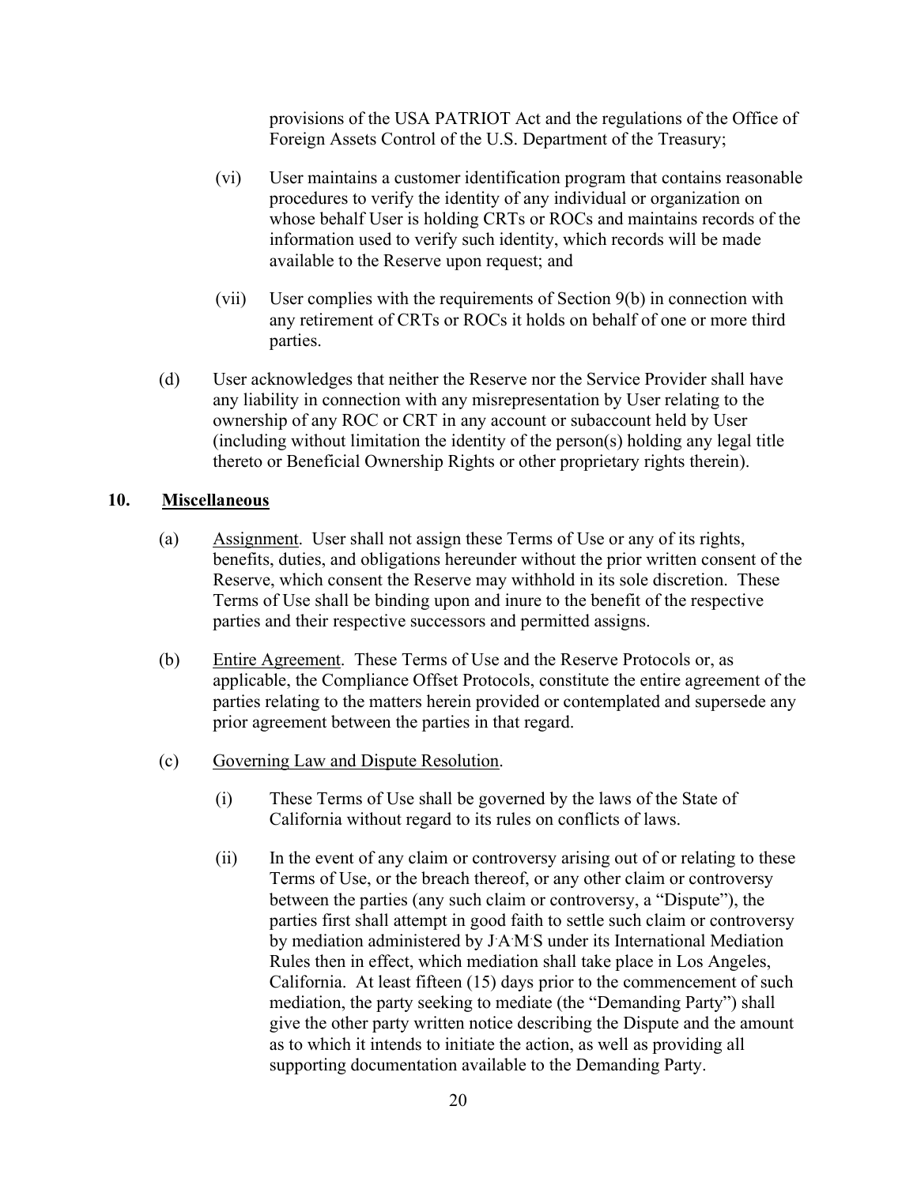provisions of the USA PATRIOT Act and the regulations of the Office of Foreign Assets Control of the U.S. Department of the Treasury;

(vi) User maintains a customer identification program that contains reasonable procedures to verify the identity of any individual or organization on whose behalf User is holding CRTs or ROCs and maintains records of the information used to verify such identity, which records will be made available to the Reserve upon request; and

(vii) User complies with the requirements of Section 9(b) in connection with any retirement of CRTs or ROCs it holds on behalf of one or more third parties.

(d) User acknowledges that neither the Reserve nor the Service Provider shall have any liability in connection with any misrepresentation by User relating to the ownership of any ROC or CRT in any account or subaccount held by User (including without limitation the identity of the person(s) holding any legal title thereto or Beneficial Ownership Rights or other proprietary rights therein).

## 10. Miscellaneous

(a) Assignment. User shall not assign these Terms of Use or any of its rights, benefits, duties, and obligations hereunder without the prior written consent of the Reserve, which consent the Reserve may withhold in its sole discretion. These Terms of Use shall be binding upon and inure to the benefit of the respective parties and their respective successors and permitted assigns.

(b) Entire Agreement. These Terms of Use and the Reserve Protocols or, as applicable, the Compliance Offset Protocols, constitute the entire agreement of the parties relating to the matters herein provided or contemplated and supersede any prior agreement between the parties in that regard.

(c) Governing Law and Dispute Resolution.

(i) These Terms of Use shall be governed by the laws of the State of California without regard to its rules on conflicts of laws.

(ii) In the event of any claim or controversy arising out of or relating to these Terms of Use, or the breach thereof, or any other claim or controversy between the parties (any such claim or controversy, a "Dispute"), the parties first shall attempt in good faith to settle such claim or controversy by mediation administered by J.A.M.S under its International Mediation Rules then in effect, which mediation shall take place in Los Angeles, California. At least fifteen (15) days prior to the commencement of such mediation, the party seeking to mediate (the "Demanding Party") shall give the other party written notice describing the Dispute and the amount as to which it intends to initiate the action, as well as providing all supporting documentation available to the Demanding Party.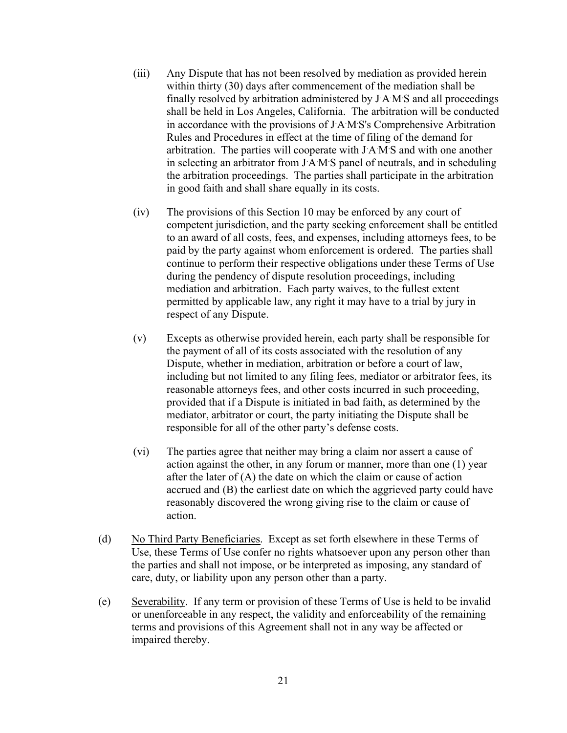(iii) Any Dispute that has not been resolved by mediation as provided herein within thirty (30) days after commencement of the mediation shall be finally resolved by arbitration administered by J.A.M.S and all proceedings shall be held in Los Angeles, California. The arbitration will be conducted in accordance with the provisions of J.A.M.S's Comprehensive Arbitration Rules and Procedures in effect at the time of filing of the demand for arbitration. The parties will cooperate with J.A.M.S and with one another in selecting an arbitrator from J.A.M.S panel of neutrals, and in scheduling the arbitration proceedings. The parties shall participate in the arbitration in good faith and shall share equally in its costs.

(iv) The provisions of this Section 10 may be enforced by any court of competent jurisdiction, and the party seeking enforcement shall be entitled to an award of all costs, fees, and expenses, including attorneys fees, to be paid by the party against whom enforcement is ordered. The parties shall continue to perform their respective obligations under these Terms of Use during the pendency of dispute resolution proceedings, including mediation and arbitration. Each party waives, to the fullest extent permitted by applicable law, any right it may have to a trial by jury in respect of any Dispute.

(v) Excepts as otherwise provided herein, each party shall be responsible for the payment of all of its costs associated with the resolution of any Dispute, whether in mediation, arbitration or before a court of law, including but not limited to any filing fees, mediator or arbitrator fees, its reasonable attorneys fees, and other costs incurred in such proceeding, provided that if a Dispute is initiated in bad faith, as determined by the mediator, arbitrator or court, the party initiating the Dispute shall be responsible for all of the other party's defense costs.

(vi) The parties agree that neither may bring a claim nor assert a cause of action against the other, in any forum or manner, more than one (1) year after the later of (A) the date on which the claim or cause of action accrued and (B) the earliest date on which the aggrieved party could have reasonably discovered the wrong giving rise to the claim or cause of action.

(d) No Third Party Beneficiaries. Except as set forth elsewhere in these Terms of Use, these Terms of Use confer no rights whatsoever upon any person other than the parties and shall not impose, or be interpreted as imposing, any standard of care, duty, or liability upon any person other than a party.

(e) Severability. If any term or provision of these Terms of Use is held to be invalid or unenforceable in any respect, the validity and enforceability of the remaining terms and provisions of this Agreement shall not in any way be affected or impaired thereby.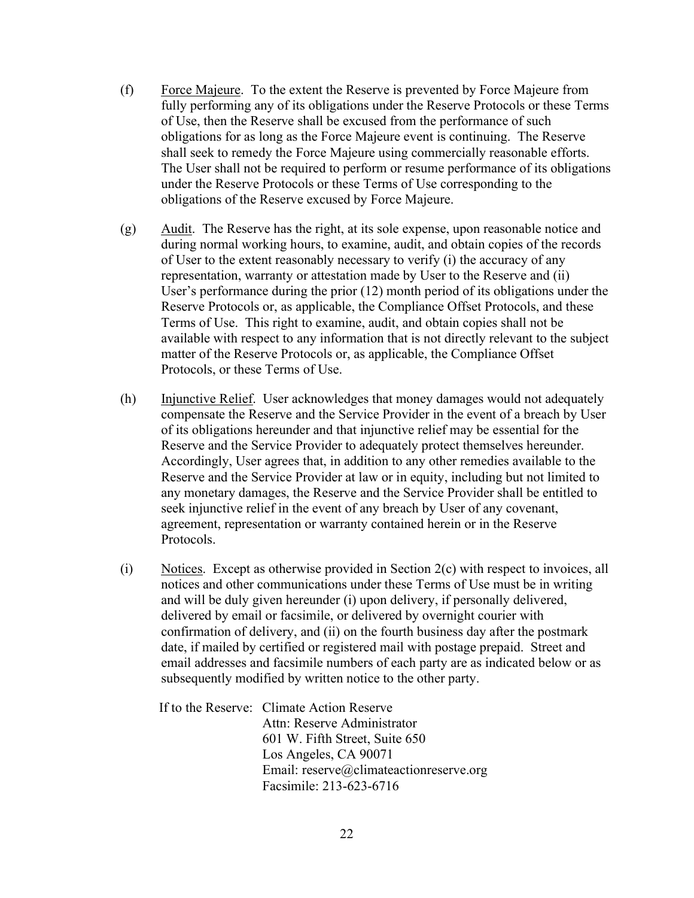(f) Force Majeure. To the extent the Reserve is prevented by Force Majeure from fully performing any of its obligations under the Reserve Protocols or these Terms of Use, then the Reserve shall be excused from the performance of such obligations for as long as the Force Majeure event is continuing. The Reserve shall seek to remedy the Force Majeure using commercially reasonable efforts. The User shall not be required to perform or resume performance of its obligations under the Reserve Protocols or these Terms of Use corresponding to the obligations of the Reserve excused by Force Majeure.

(g) Audit. The Reserve has the right, at its sole expense, upon reasonable notice and during normal working hours, to examine, audit, and obtain copies of the records of User to the extent reasonably necessary to verify (i) the accuracy of any representation, warranty or attestation made by User to the Reserve and (ii) User's performance during the prior (12) month period of its obligations under the Reserve Protocols or, as applicable, the Compliance Offset Protocols, and these Terms of Use. This right to examine, audit, and obtain copies shall not be available with respect to any information that is not directly relevant to the subject matter of the Reserve Protocols or, as applicable, the Compliance Offset Protocols, or these Terms of Use.

(h) Injunctive Relief. User acknowledges that money damages would not adequately compensate the Reserve and the Service Provider in the event of a breach by User of its obligations hereunder and that injunctive relief may be essential for the Reserve and the Service Provider to adequately protect themselves hereunder. Accordingly, User agrees that, in addition to any other remedies available to the Reserve and the Service Provider at law or in equity, including but not limited to any monetary damages, the Reserve and the Service Provider shall be entitled to seek injunctive relief in the event of any breach by User of any covenant, agreement, representation or warranty contained herein or in the Reserve Protocols.

(i) Notices. Except as otherwise provided in Section 2(c) with respect to invoices, all notices and other communications under these Terms of Use must be in writing and will be duly given hereunder (i) upon delivery, if personally delivered, delivered by email or facsimile, or delivered by overnight courier with confirmation of delivery, and (ii) on the fourth business day after the postmark date, if mailed by certified or registered mail with postage prepaid. Street and email addresses and facsimile numbers of each party are as indicated below or as subsequently modified by written notice to the other party.

If to the Reserve: Climate Action Reserve
Attn: Reserve Administrator
601 W. Fifth Street, Suite 650
Los Angeles, CA 90071
Email: reserve@climateactionreserve.org
Facsimile: 213-623-6716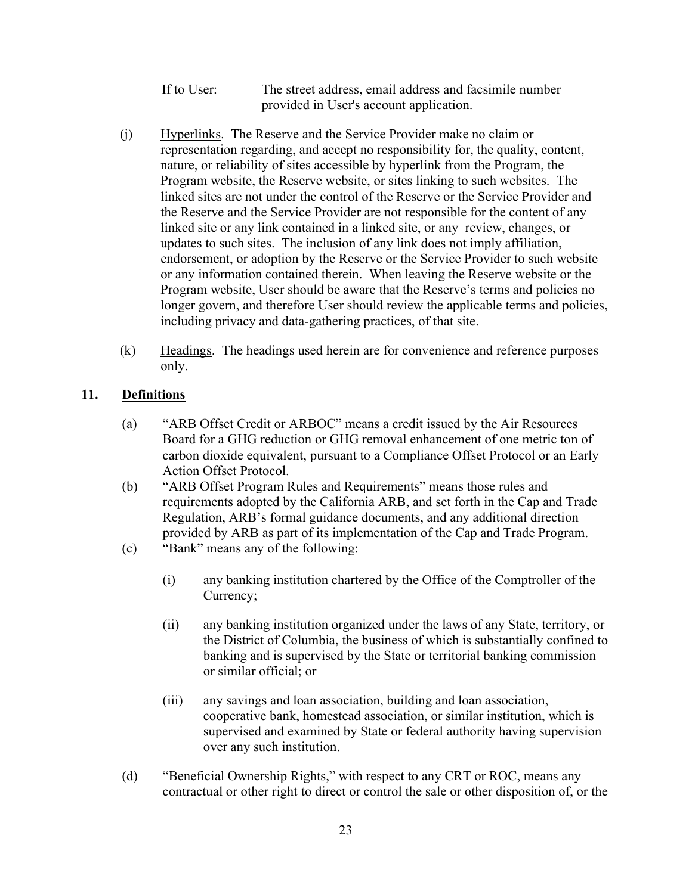If to User: The street address, email address and facsimile number provided in User's account application.

(j) Hyperlinks. The Reserve and the Service Provider make no claim or representation regarding, and accept no responsibility for, the quality, content, nature, or reliability of sites accessible by hyperlink from the Program, the Program website, the Reserve website, or sites linking to such websites. The linked sites are not under the control of the Reserve or the Service Provider and the Reserve and the Service Provider are not responsible for the content of any linked site or any link contained in a linked site, or any review, changes, or updates to such sites. The inclusion of any link does not imply affiliation, endorsement, or adoption by the Reserve or the Service Provider to such website or any information contained therein. When leaving the Reserve website or the Program website, User should be aware that the Reserve's terms and policies no longer govern, and therefore User should review the applicable terms and policies, including privacy and data-gathering practices, of that site.

(k) Headings. The headings used herein are for convenience and reference purposes only.

## 11. Definitions

(a) "ARB Offset Credit or ARBOC" means a credit issued by the Air Resources Board for a GHG reduction or GHG removal enhancement of one metric ton of carbon dioxide equivalent, pursuant to a Compliance Offset Protocol or an Early Action Offset Protocol.

(b) "ARB Offset Program Rules and Requirements" means those rules and requirements adopted by the California ARB, and set forth in the Cap and Trade Regulation, ARB's formal guidance documents, and any additional direction provided by ARB as part of its implementation of the Cap and Trade Program.

(c) "Bank" means any of the following:

(i) any banking institution chartered by the Office of the Comptroller of the Currency;

(ii) any banking institution organized under the laws of any State, territory, or the District of Columbia, the business of which is substantially confined to banking and is supervised by the State or territorial banking commission or similar official; or

(iii) any savings and loan association, building and loan association, cooperative bank, homestead association, or similar institution, which is supervised and examined by State or federal authority having supervision over any such institution.

(d) "Beneficial Ownership Rights," with respect to any CRT or ROC, means any contractual or other right to direct or control the sale or other disposition of, or the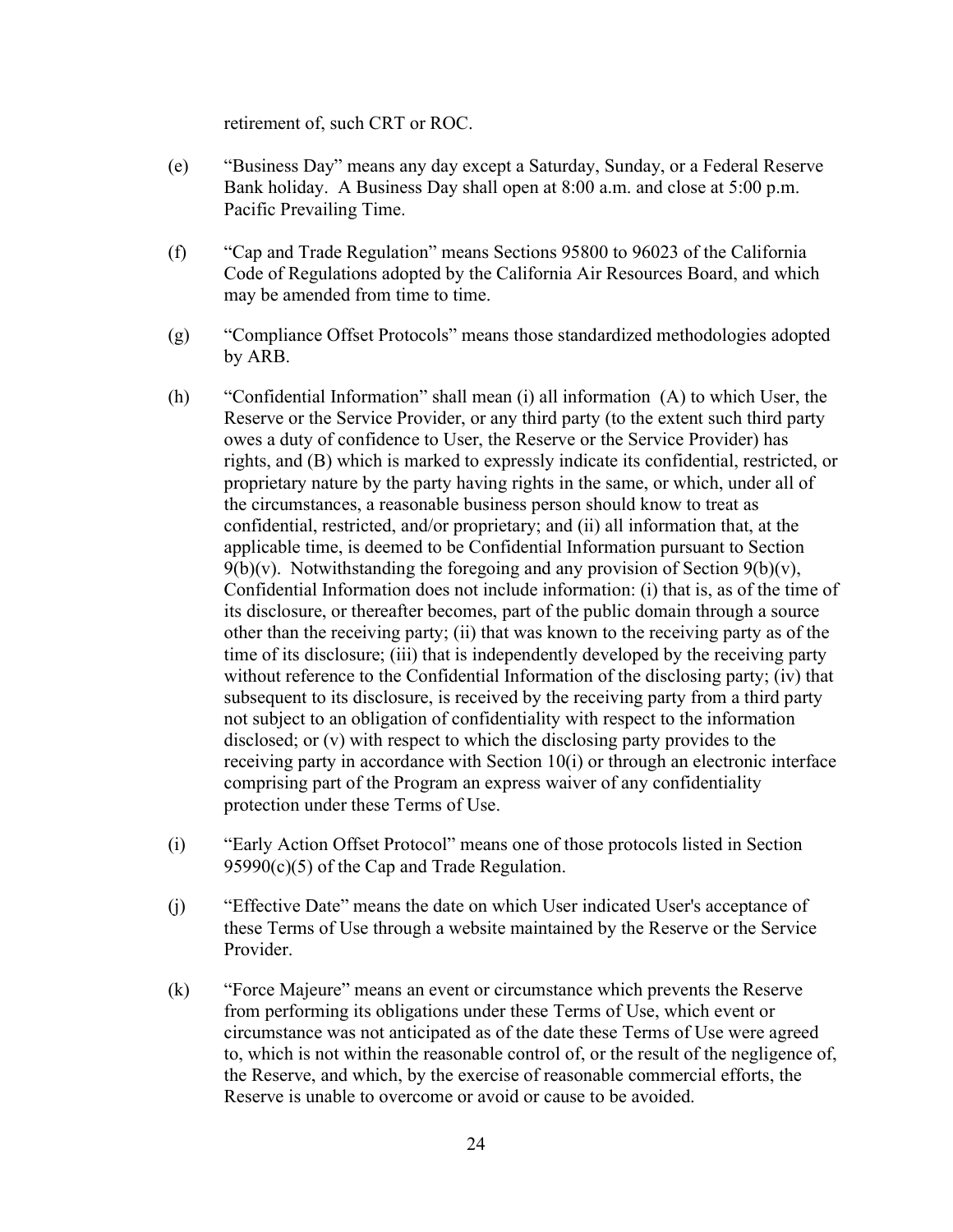retirement of, such CRT or ROC.

(e) "Business Day" means any day except a Saturday, Sunday, or a Federal Reserve Bank holiday. A Business Day shall open at 8:00 a.m. and close at 5:00 p.m. Pacific Prevailing Time.

(f) "Cap and Trade Regulation" means Sections 95800 to 96023 of the California Code of Regulations adopted by the California Air Resources Board, and which may be amended from time to time.

(g) "Compliance Offset Protocols" means those standardized methodologies adopted by ARB.

(h) "Confidential Information" shall mean (i) all information (A) to which User, the Reserve or the Service Provider, or any third party (to the extent such third party owes a duty of confidence to User, the Reserve or the Service Provider) has rights, and (B) which is marked to expressly indicate its confidential, restricted, or proprietary nature by the party having rights in the same, or which, under all of the circumstances, a reasonable business person should know to treat as confidential, restricted, and/or proprietary; and (ii) all information that, at the applicable time, is deemed to be Confidential Information pursuant to Section 9(b)(v). Notwithstanding the foregoing and any provision of Section 9(b)(v), Confidential Information does not include information: (i) that is, as of the time of its disclosure, or thereafter becomes, part of the public domain through a source other than the receiving party; (ii) that was known to the receiving party as of the time of its disclosure; (iii) that is independently developed by the receiving party without reference to the Confidential Information of the disclosing party; (iv) that subsequent to its disclosure, is received by the receiving party from a third party not subject to an obligation of confidentiality with respect to the information disclosed; or (v) with respect to which the disclosing party provides to the receiving party in accordance with Section 10(i) or through an electronic interface comprising part of the Program an express waiver of any confidentiality protection under these Terms of Use.

(i) "Early Action Offset Protocol" means one of those protocols listed in Section 95990(c)(5) of the Cap and Trade Regulation.

(j) "Effective Date" means the date on which User indicated User's acceptance of these Terms of Use through a website maintained by the Reserve or the Service Provider.

(k) "Force Majeure" means an event or circumstance which prevents the Reserve from performing its obligations under these Terms of Use, which event or circumstance was not anticipated as of the date these Terms of Use were agreed to, which is not within the reasonable control of, or the result of the negligence of, the Reserve, and which, by the exercise of reasonable commercial efforts, the Reserve is unable to overcome or avoid or cause to be avoided.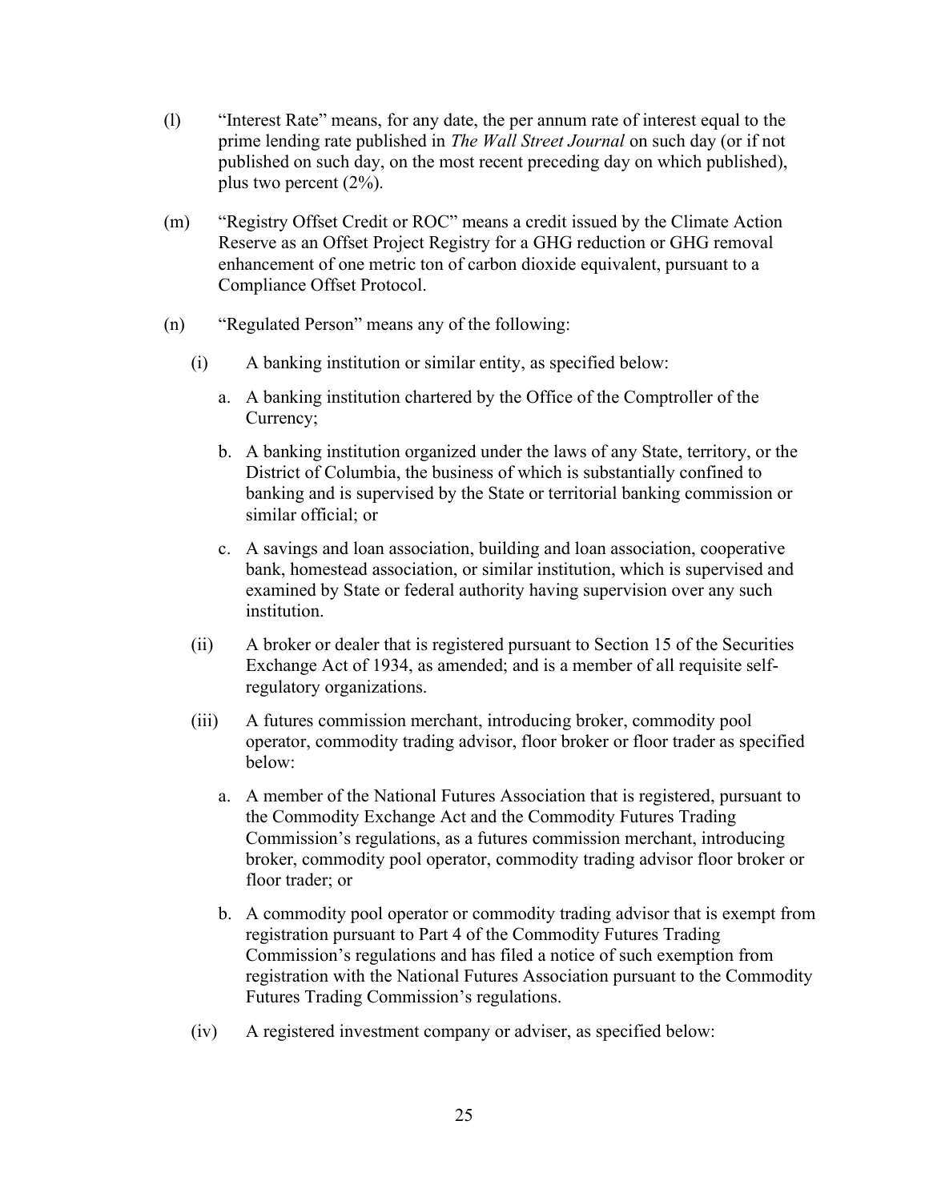(l) "Interest Rate" means, for any date, the per annum rate of interest equal to the prime lending rate published in *The Wall Street Journal* on such day (or if not published on such day, on the most recent preceding day on which published), plus two percent (2%).

(m) "Registry Offset Credit or ROC" means a credit issued by the Climate Action Reserve as an Offset Project Registry for a GHG reduction or GHG removal enhancement of one metric ton of carbon dioxide equivalent, pursuant to a Compliance Offset Protocol.

(n) "Regulated Person" means any of the following:

   (i) A banking institution or similar entity, as specified below:

      a. A banking institution chartered by the Office of the Comptroller of the Currency;

      b. A banking institution organized under the laws of any State, territory, or the District of Columbia, the business of which is substantially confined to banking and is supervised by the State or territorial banking commission or similar official; or

      c. A savings and loan association, building and loan association, cooperative bank, homestead association, or similar institution, which is supervised and examined by State or federal authority having supervision over any such institution.

   (ii) A broker or dealer that is registered pursuant to Section 15 of the Securities Exchange Act of 1934, as amended; and is a member of all requisite self-regulatory organizations.

   (iii) A futures commission merchant, introducing broker, commodity pool operator, commodity trading advisor, floor broker or floor trader as specified below:

      a. A member of the National Futures Association that is registered, pursuant to the Commodity Exchange Act and the Commodity Futures Trading Commission's regulations, as a futures commission merchant, introducing broker, commodity pool operator, commodity trading advisor floor broker or floor trader; or

      b. A commodity pool operator or commodity trading advisor that is exempt from registration pursuant to Part 4 of the Commodity Futures Trading Commission's regulations and has filed a notice of such exemption from registration with the National Futures Association pursuant to the Commodity Futures Trading Commission's regulations.

   (iv) A registered investment company or adviser, as specified below: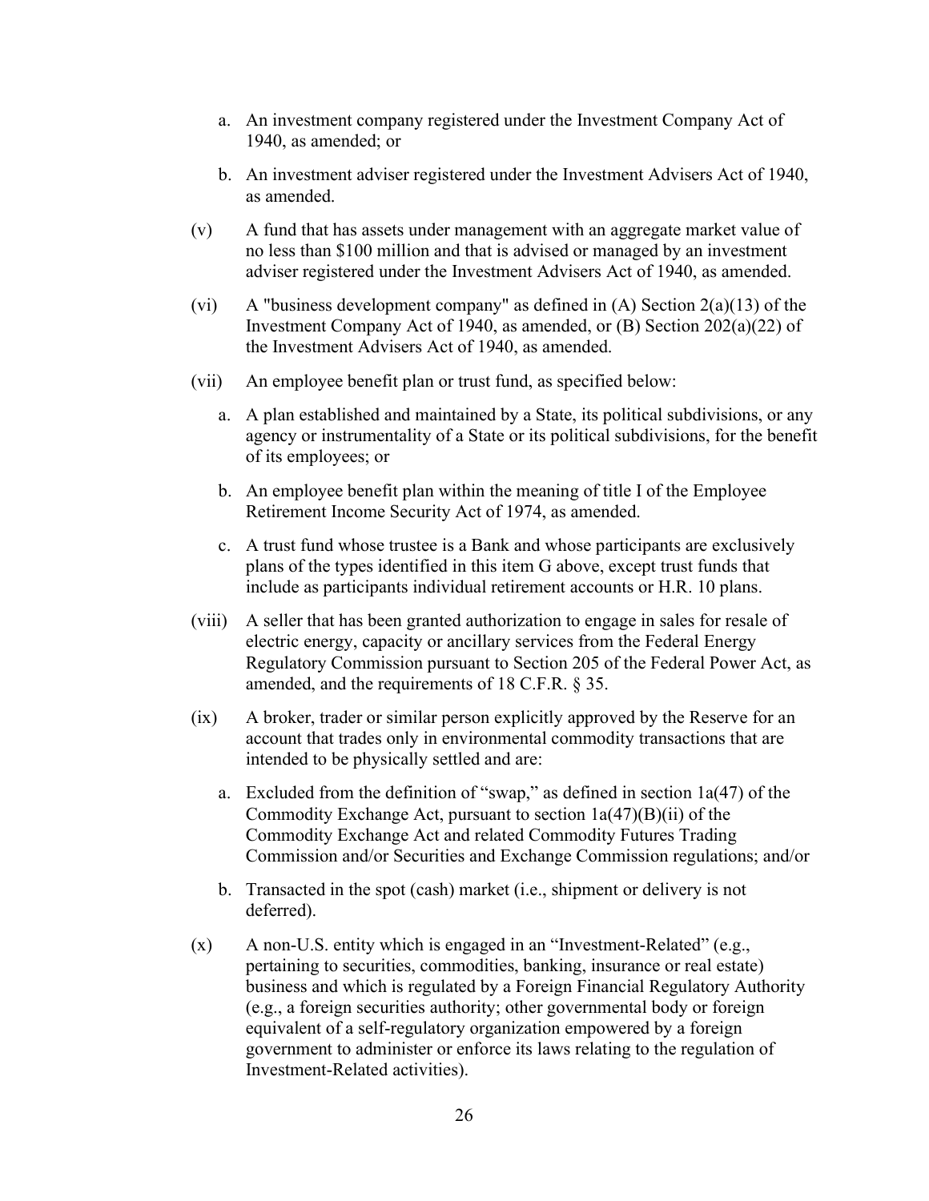a. An investment company registered under the Investment Company Act of 1940, as amended; or

b. An investment adviser registered under the Investment Advisers Act of 1940, as amended.

(v) A fund that has assets under management with an aggregate market value of no less than $100 million and that is advised or managed by an investment adviser registered under the Investment Advisers Act of 1940, as amended.

(vi) A "business development company" as defined in (A) Section 2(a)(13) of the Investment Company Act of 1940, as amended, or (B) Section 202(a)(22) of the Investment Advisers Act of 1940, as amended.

(vii) An employee benefit plan or trust fund, as specified below:

a. A plan established and maintained by a State, its political subdivisions, or any agency or instrumentality of a State or its political subdivisions, for the benefit of its employees; or

b. An employee benefit plan within the meaning of title I of the Employee Retirement Income Security Act of 1974, as amended.

c. A trust fund whose trustee is a Bank and whose participants are exclusively plans of the types identified in this item G above, except trust funds that include as participants individual retirement accounts or H.R. 10 plans.

(viii) A seller that has been granted authorization to engage in sales for resale of electric energy, capacity or ancillary services from the Federal Energy Regulatory Commission pursuant to Section 205 of the Federal Power Act, as amended, and the requirements of 18 C.F.R. § 35.

(ix) A broker, trader or similar person explicitly approved by the Reserve for an account that trades only in environmental commodity transactions that are intended to be physically settled and are:

a. Excluded from the definition of "swap," as defined in section 1a(47) of the Commodity Exchange Act, pursuant to section 1a(47)(B)(ii) of the Commodity Exchange Act and related Commodity Futures Trading Commission and/or Securities and Exchange Commission regulations; and/or

b. Transacted in the spot (cash) market (i.e., shipment or delivery is not deferred).

(x) A non-U.S. entity which is engaged in an "Investment-Related" (e.g., pertaining to securities, commodities, banking, insurance or real estate) business and which is regulated by a Foreign Financial Regulatory Authority (e.g., a foreign securities authority; other governmental body or foreign equivalent of a self-regulatory organization empowered by a foreign government to administer or enforce its laws relating to the regulation of Investment-Related activities).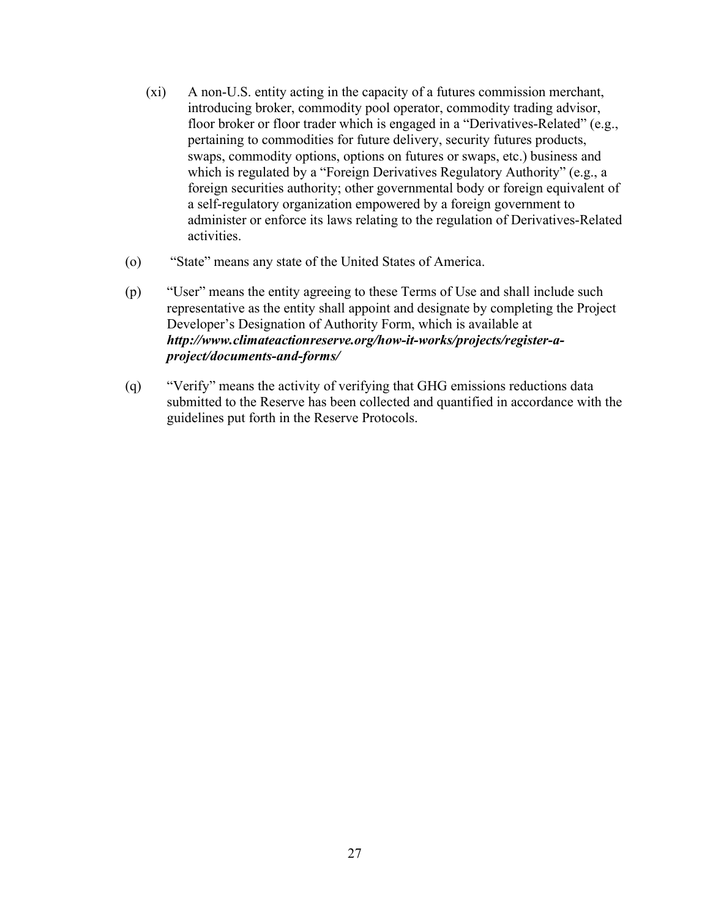(xi) A non-U.S. entity acting in the capacity of a futures commission merchant, introducing broker, commodity pool operator, commodity trading advisor, floor broker or floor trader which is engaged in a "Derivatives-Related" (e.g., pertaining to commodities for future delivery, security futures products, swaps, commodity options, options on futures or swaps, etc.) business and which is regulated by a "Foreign Derivatives Regulatory Authority" (e.g., a foreign securities authority; other governmental body or foreign equivalent of a self-regulatory organization empowered by a foreign government to administer or enforce its laws relating to the regulation of Derivatives-Related activities.

(o) "State" means any state of the United States of America.

(p) "User" means the entity agreeing to these Terms of Use and shall include such representative as the entity shall appoint and designate by completing the Project Developer's Designation of Authority Form, which is available at ***http://www.climateactionreserve.org/how-it-works/projects/register-a-project/documents-and-forms/***

(q) "Verify" means the activity of verifying that GHG emissions reductions data submitted to the Reserve has been collected and quantified in accordance with the guidelines put forth in the Reserve Protocols.